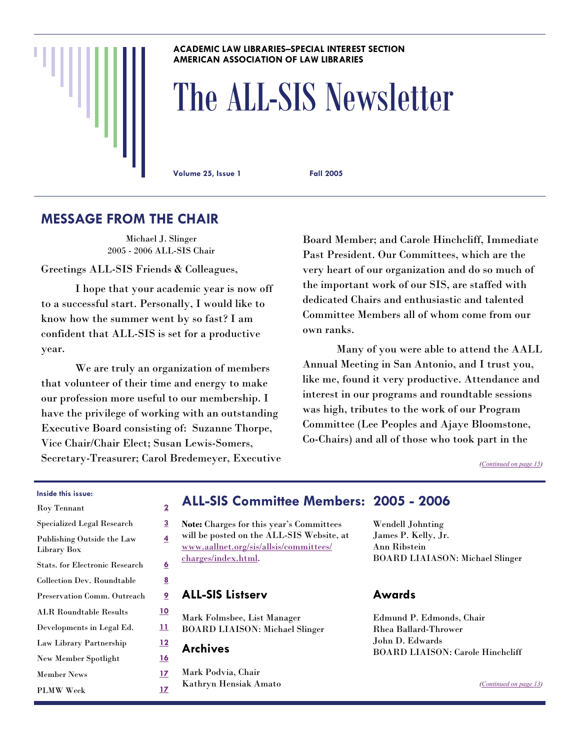ACADEMIC LAW LIBRARIES—SPECIAL INTEREST SECTION
AMERICAN ASSOCIATION OF LAW LIBRARIES

# The ALL-SIS Newsletter

**Volume 25, Issue 1** **Fall 2005**

## MESSAGE FROM THE CHAIR

Michael J. Slinger
2005 - 2006 ALL-SIS Chair

Greetings ALL-SIS Friends & Colleagues,

I hope that your academic year is now off to a successful start. Personally, I would like to know how the summer went by so fast? I am confident that ALL-SIS is set for a productive year.

We are truly an organization of members that volunteer of their time and energy to make our profession more useful to our membership. I have the privilege of working with an outstanding Executive Board consisting of: Suzanne Thorpe, Vice Chair/Chair Elect; Susan Lewis-Somers, Secretary-Treasurer; Carol Bredemeyer, Executive Board Member; and Carole Hinchcliff, Immediate Past President. Our Committees, which are the very heart of our organization and do so much of the important work of our SIS, are staffed with dedicated Chairs and enthusiastic and talented Committee Members all of whom come from our own ranks.

Many of you were able to attend the AALL Annual Meeting in San Antonio, and I trust you, like me, found it very productive. Attendance and interest in our programs and roundtable sessions was high, tributes to the work of our Program Committee (Lee Peoples and Ajaye Bloomstone, Co-Chairs) and all of those who took part in the

*(Continued on page 15)*

**Inside this issue:**

| | |
|---|---|
| Roy Tennant | 2 |
| Specialized Legal Research | 3 |
| Publishing Outside the Law Library Box | 4 |
| Stats. for Electronic Research | 6 |
| Collection Dev. Roundtable | 8 |
| Preservation Comm. Outreach | 9 |
| ALR Roundtable Results | 10 |
| Developments in Legal Ed. | 11 |
| Law Library Partnership | 12 |
| New Member Spotlight | 16 |
| Member News | 17 |
| PLMW Week | 17 |

## ALL-SIS Committee Members: 2005 - 2006

**Note:** Charges for this year's Committees will be posted on the ALL-SIS Website, at www.aallnet.org/sis/allsis/committees/charges/index.html.

### ALL-SIS Listserv

Mark Folmsbee, List Manager
BOARD LIAISON: Michael Slinger

### Archives

Mark Podvia, Chair
Kathryn Hensiak Amato
Wendell Johnting
James P. Kelly, Jr.
Ann Ribstein
BOARD LIAIASON: Michael Slinger

### Awards

Edmund P. Edmonds, Chair
Rhea Ballard-Thrower
John D. Edwards
BOARD LIAISON: Carole Hinchcliff

*(Continued on page 13)*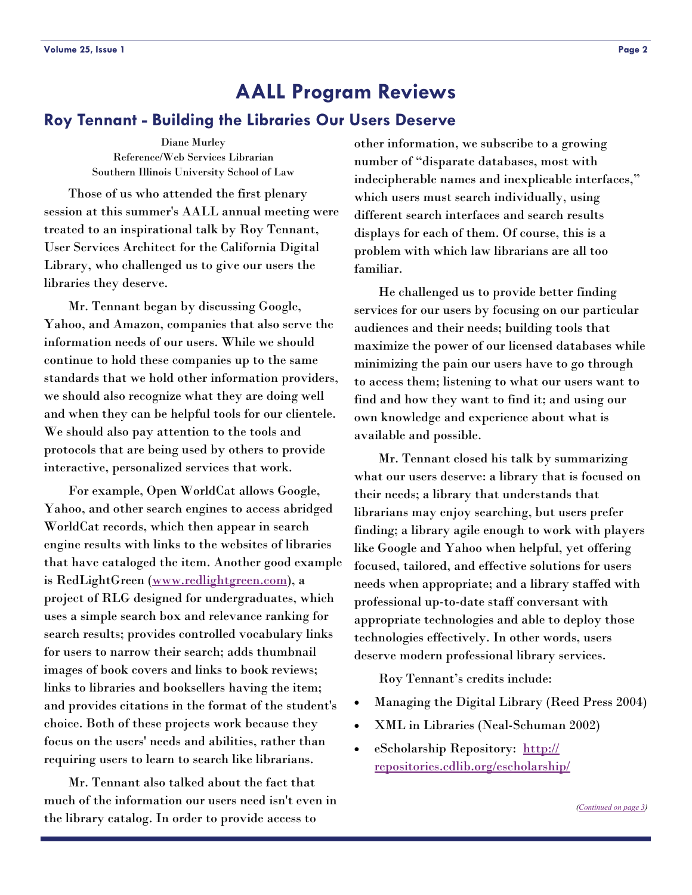# AALL Program Reviews

## Roy Tennant - Building the Libraries Our Users Deserve

Diane Murley
Reference/Web Services Librarian
Southern Illinois University School of Law

Those of us who attended the first plenary session at this summer's AALL annual meeting were treated to an inspirational talk by Roy Tennant, User Services Architect for the California Digital Library, who challenged us to give our users the libraries they deserve.

Mr. Tennant began by discussing Google, Yahoo, and Amazon, companies that also serve the information needs of our users. While we should continue to hold these companies up to the same standards that we hold other information providers, we should also recognize what they are doing well and when they can be helpful tools for our clientele. We should also pay attention to the tools and protocols that are being used by others to provide interactive, personalized services that work.

For example, Open WorldCat allows Google, Yahoo, and other search engines to access abridged WorldCat records, which then appear in search engine results with links to the websites of libraries that have cataloged the item. Another good example is RedLightGreen ([www.redlightgreen.com](http://www.redlightgreen.com)), a project of RLG designed for undergraduates, which uses a simple search box and relevance ranking for search results; provides controlled vocabulary links for users to narrow their search; adds thumbnail images of book covers and links to book reviews; links to libraries and booksellers having the item; and provides citations in the format of the student's choice. Both of these projects work because they focus on the users' needs and abilities, rather than requiring users to learn to search like librarians.

Mr. Tennant also talked about the fact that much of the information our users need isn't even in the library catalog. In order to provide access to other information, we subscribe to a growing number of "disparate databases, most with indecipherable names and inexplicable interfaces," which users must search individually, using different search interfaces and search results displays for each of them. Of course, this is a problem with which law librarians are all too familiar.

He challenged us to provide better finding services for our users by focusing on our particular audiences and their needs; building tools that maximize the power of our licensed databases while minimizing the pain our users have to go through to access them; listening to what our users want to find and how they want to find it; and using our own knowledge and experience about what is available and possible.

Mr. Tennant closed his talk by summarizing what our users deserve: a library that is focused on their needs; a library that understands that librarians may enjoy searching, but users prefer finding; a library agile enough to work with players like Google and Yahoo when helpful, yet offering focused, tailored, and effective solutions for users needs when appropriate; and a library staffed with professional up-to-date staff conversant with appropriate technologies and able to deploy those technologies effectively. In other words, users deserve modern professional library services.

Roy Tennant's credits include:

- Managing the Digital Library (Reed Press 2004)
- XML in Libraries (Neal-Schuman 2002)
- eScholarship Repository: [http://repositories.cdlib.org/escholarship/](http://repositories.cdlib.org/escholarship/)

*(Continued on page 3)*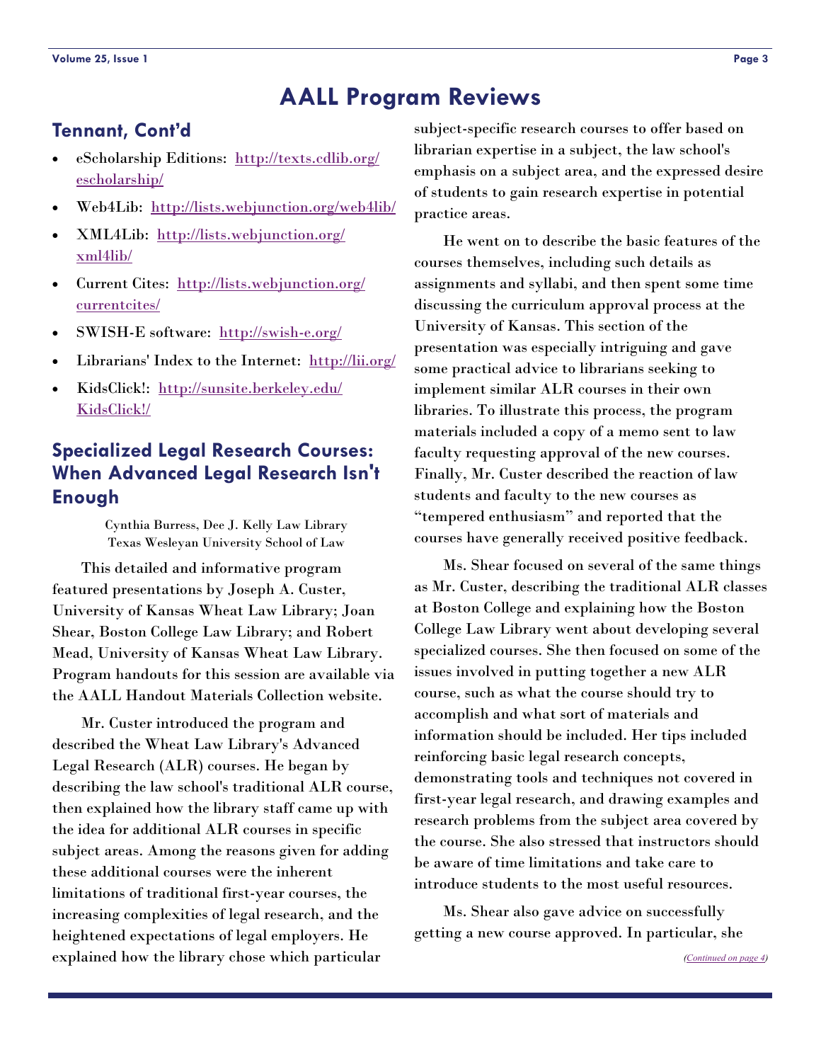# AALL Program Reviews

## Tennant, Cont'd

- eScholarship Editions: http://texts.cdlib.org/escholarship/
- Web4Lib: http://lists.webjunction.org/web4lib/
- XML4Lib: http://lists.webjunction.org/xml4lib/
- Current Cites: http://lists.webjunction.org/currentcites/
- SWISH-E software: http://swish-e.org/
- Librarians' Index to the Internet: http://lii.org/
- KidsClick!: http://sunsite.berkeley.edu/KidsClick!/

## Specialized Legal Research Courses: When Advanced Legal Research Isn't Enough

Cynthia Burress, Dee J. Kelly Law Library
Texas Wesleyan University School of Law

This detailed and informative program featured presentations by Joseph A. Custer, University of Kansas Wheat Law Library; Joan Shear, Boston College Law Library; and Robert Mead, University of Kansas Wheat Law Library. Program handouts for this session are available via the AALL Handout Materials Collection website.

Mr. Custer introduced the program and described the Wheat Law Library's Advanced Legal Research (ALR) courses. He began by describing the law school's traditional ALR course, then explained how the library staff came up with the idea for additional ALR courses in specific subject areas. Among the reasons given for adding these additional courses were the inherent limitations of traditional first-year courses, the increasing complexities of legal research, and the heightened expectations of legal employers. He explained how the library chose which particular subject-specific research courses to offer based on librarian expertise in a subject, the law school's emphasis on a subject area, and the expressed desire of students to gain research expertise in potential practice areas.

He went on to describe the basic features of the courses themselves, including such details as assignments and syllabi, and then spent some time discussing the curriculum approval process at the University of Kansas. This section of the presentation was especially intriguing and gave some practical advice to librarians seeking to implement similar ALR courses in their own libraries. To illustrate this process, the program materials included a copy of a memo sent to law faculty requesting approval of the new courses. Finally, Mr. Custer described the reaction of law students and faculty to the new courses as "tempered enthusiasm" and reported that the courses have generally received positive feedback.

Ms. Shear focused on several of the same things as Mr. Custer, describing the traditional ALR classes at Boston College and explaining how the Boston College Law Library went about developing several specialized courses. She then focused on some of the issues involved in putting together a new ALR course, such as what the course should try to accomplish and what sort of materials and information should be included. Her tips included reinforcing basic legal research concepts, demonstrating tools and techniques not covered in first-year legal research, and drawing examples and research problems from the subject area covered by the course. She also stressed that instructors should be aware of time limitations and take care to introduce students to the most useful resources.

Ms. Shear also gave advice on successfully getting a new course approved. In particular, she

*(Continued on page 4)*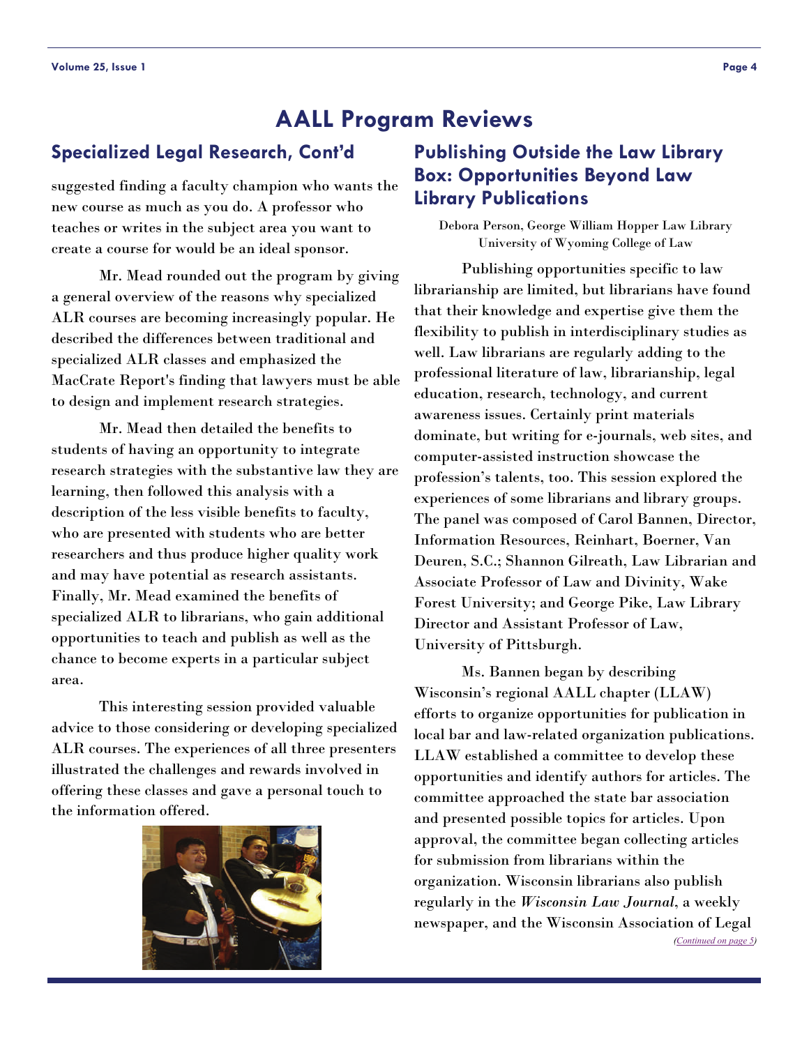# AALL Program Reviews

## Specialized Legal Research, Cont'd

suggested finding a faculty champion who wants the new course as much as you do. A professor who teaches or writes in the subject area you want to create a course for would be an ideal sponsor.

Mr. Mead rounded out the program by giving a general overview of the reasons why specialized ALR courses are becoming increasingly popular. He described the differences between traditional and specialized ALR classes and emphasized the MacCrate Report's finding that lawyers must be able to design and implement research strategies.

Mr. Mead then detailed the benefits to students of having an opportunity to integrate research strategies with the substantive law they are learning, then followed this analysis with a description of the less visible benefits to faculty, who are presented with students who are better researchers and thus produce higher quality work and may have potential as research assistants. Finally, Mr. Mead examined the benefits of specialized ALR to librarians, who gain additional opportunities to teach and publish as well as the chance to become experts in a particular subject area.

This interesting session provided valuable advice to those considering or developing specialized ALR courses. The experiences of all three presenters illustrated the challenges and rewards involved in offering these classes and gave a personal touch to the information offered.

## Publishing Outside the Law Library Box: Opportunities Beyond Law Library Publications

Debora Person, George William Hopper Law Library
University of Wyoming College of Law

Publishing opportunities specific to law librarianship are limited, but librarians have found that their knowledge and expertise give them the flexibility to publish in interdisciplinary studies as well. Law librarians are regularly adding to the professional literature of law, librarianship, legal education, research, technology, and current awareness issues. Certainly print materials dominate, but writing for e-journals, web sites, and computer-assisted instruction showcase the profession's talents, too. This session explored the experiences of some librarians and library groups. The panel was composed of Carol Bannen, Director, Information Resources, Reinhart, Boerner, Van Deuren, S.C.; Shannon Gilreath, Law Librarian and Associate Professor of Law and Divinity, Wake Forest University; and George Pike, Law Library Director and Assistant Professor of Law, University of Pittsburgh.

Ms. Bannen began by describing Wisconsin's regional AALL chapter (LLAW) efforts to organize opportunities for publication in local bar and law-related organization publications. LLAW established a committee to develop these opportunities and identify authors for articles. The committee approached the state bar association and presented possible topics for articles. Upon approval, the committee began collecting articles for submission from librarians within the organization. Wisconsin librarians also publish regularly in the *Wisconsin Law Journal*, a weekly newspaper, and the Wisconsin Association of Legal

*(Continued on page 5)*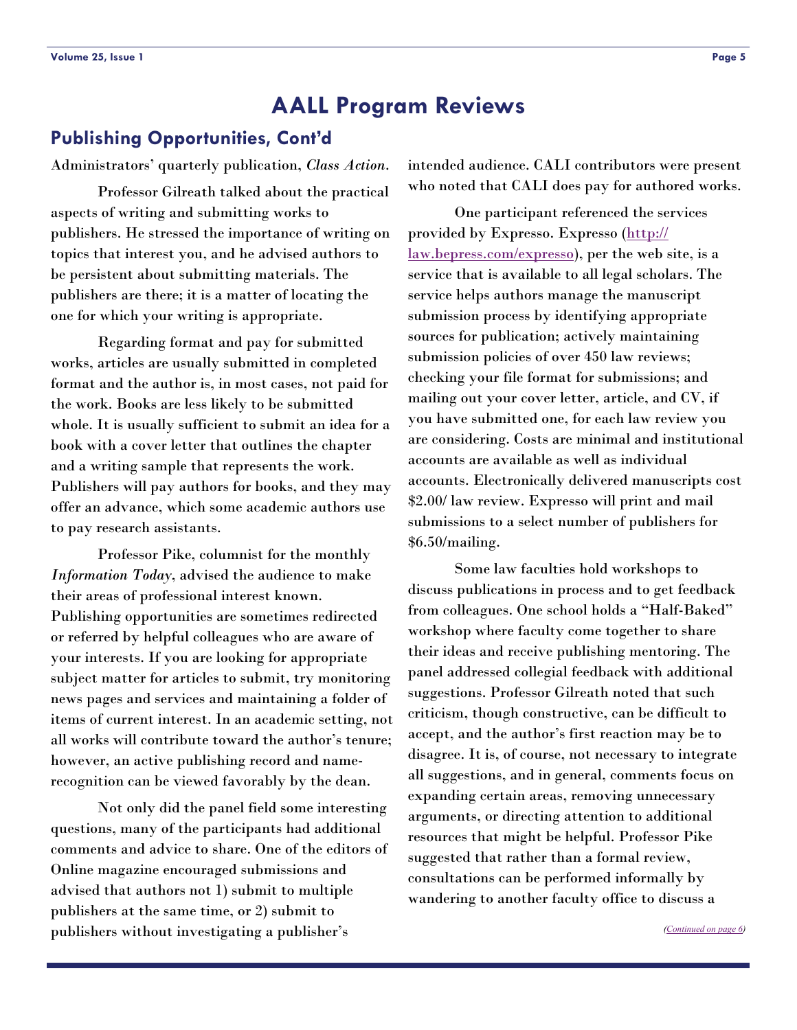# AALL Program Reviews

## Publishing Opportunities, Cont'd

Administrators' quarterly publication, *Class Action*.

Professor Gilreath talked about the practical aspects of writing and submitting works to publishers. He stressed the importance of writing on topics that interest you, and he advised authors to be persistent about submitting materials. The publishers are there; it is a matter of locating the one for which your writing is appropriate.

Regarding format and pay for submitted works, articles are usually submitted in completed format and the author is, in most cases, not paid for the work. Books are less likely to be submitted whole. It is usually sufficient to submit an idea for a book with a cover letter that outlines the chapter and a writing sample that represents the work. Publishers will pay authors for books, and they may offer an advance, which some academic authors use to pay research assistants.

Professor Pike, columnist for the monthly *Information Today*, advised the audience to make their areas of professional interest known. Publishing opportunities are sometimes redirected or referred by helpful colleagues who are aware of your interests. If you are looking for appropriate subject matter for articles to submit, try monitoring news pages and services and maintaining a folder of items of current interest. In an academic setting, not all works will contribute toward the author's tenure; however, an active publishing record and name-recognition can be viewed favorably by the dean.

Not only did the panel field some interesting questions, many of the participants had additional comments and advice to share. One of the editors of Online magazine encouraged submissions and advised that authors not 1) submit to multiple publishers at the same time, or 2) submit to publishers without investigating a publisher's intended audience. CALI contributors were present who noted that CALI does pay for authored works.

One participant referenced the services provided by Expresso. Expresso (http://law.bepress.com/expresso), per the web site, is a service that is available to all legal scholars. The service helps authors manage the manuscript submission process by identifying appropriate sources for publication; actively maintaining submission policies of over 450 law reviews; checking your file format for submissions; and mailing out your cover letter, article, and CV, if you have submitted one, for each law review you are considering. Costs are minimal and institutional accounts are available as well as individual accounts. Electronically delivered manuscripts cost $2.00/ law review. Expresso will print and mail submissions to a select number of publishers for $6.50/mailing.

Some law faculties hold workshops to discuss publications in process and to get feedback from colleagues. One school holds a "Half-Baked" workshop where faculty come together to share their ideas and receive publishing mentoring. The panel addressed collegial feedback with additional suggestions. Professor Gilreath noted that such criticism, though constructive, can be difficult to accept, and the author's first reaction may be to disagree. It is, of course, not necessary to integrate all suggestions, and in general, comments focus on expanding certain areas, removing unnecessary arguments, or directing attention to additional resources that might be helpful. Professor Pike suggested that rather than a formal review, consultations can be performed informally by wandering to another faculty office to discuss a

*(Continued on page 6)*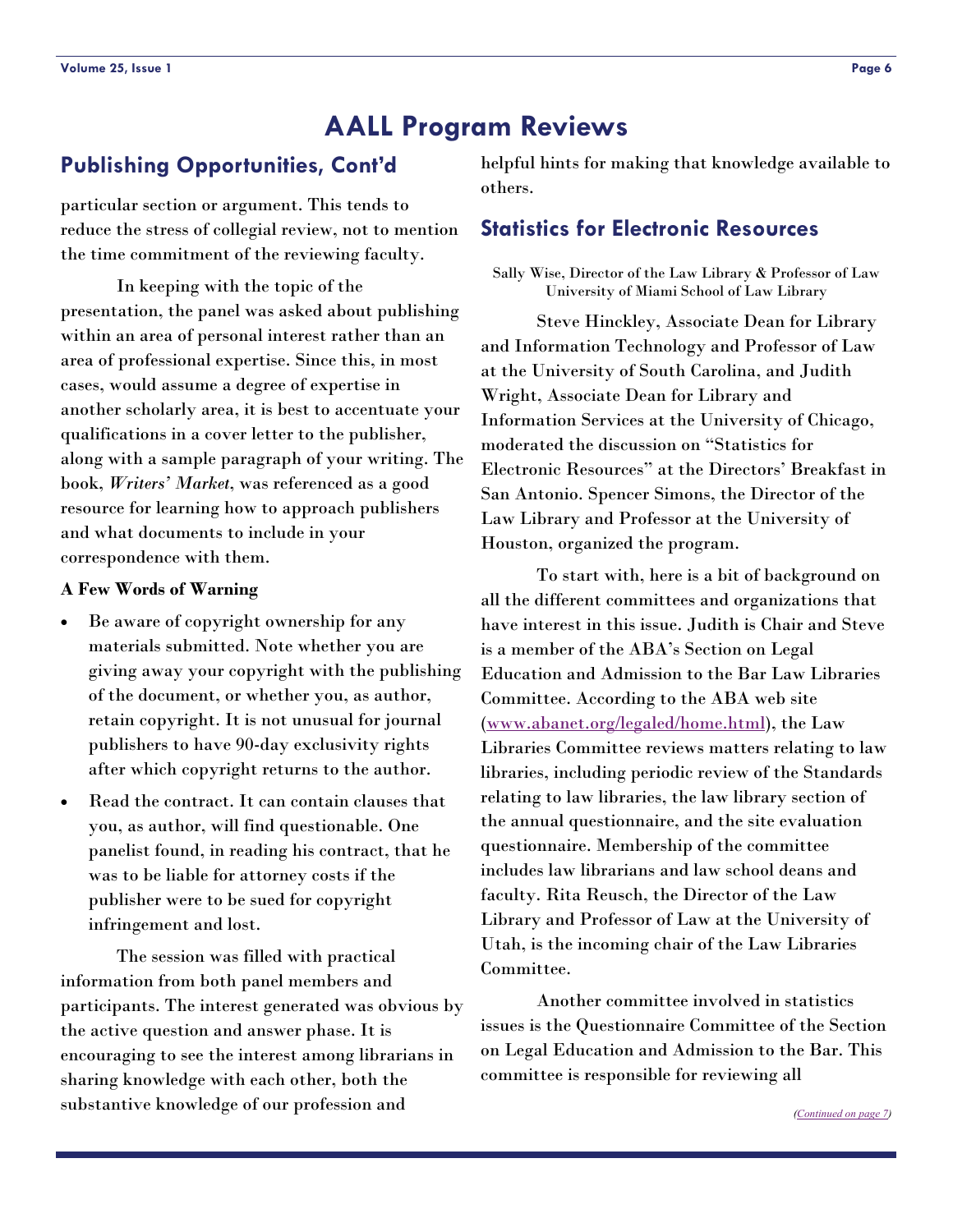# AALL Program Reviews

## Publishing Opportunities, Cont'd

particular section or argument. This tends to reduce the stress of collegial review, not to mention the time commitment of the reviewing faculty.

In keeping with the topic of the presentation, the panel was asked about publishing within an area of personal interest rather than an area of professional expertise. Since this, in most cases, would assume a degree of expertise in another scholarly area, it is best to accentuate your qualifications in a cover letter to the publisher, along with a sample paragraph of your writing. The book, *Writers' Market*, was referenced as a good resource for learning how to approach publishers and what documents to include in your correspondence with them.

**A Few Words of Warning**

- Be aware of copyright ownership for any materials submitted. Note whether you are giving away your copyright with the publishing of the document, or whether you, as author, retain copyright. It is not unusual for journal publishers to have 90-day exclusivity rights after which copyright returns to the author.
- Read the contract. It can contain clauses that you, as author, will find questionable. One panelist found, in reading his contract, that he was to be liable for attorney costs if the publisher were to be sued for copyright infringement and lost.

The session was filled with practical information from both panel members and participants. The interest generated was obvious by the active question and answer phase. It is encouraging to see the interest among librarians in sharing knowledge with each other, both the substantive knowledge of our profession and helpful hints for making that knowledge available to others.

## Statistics for Electronic Resources

Sally Wise, Director of the Law Library & Professor of Law
University of Miami School of Law Library

Steve Hinckley, Associate Dean for Library and Information Technology and Professor of Law at the University of South Carolina, and Judith Wright, Associate Dean for Library and Information Services at the University of Chicago, moderated the discussion on "Statistics for Electronic Resources" at the Directors' Breakfast in San Antonio. Spencer Simons, the Director of the Law Library and Professor at the University of Houston, organized the program.

To start with, here is a bit of background on all the different committees and organizations that have interest in this issue. Judith is Chair and Steve is a member of the ABA's Section on Legal Education and Admission to the Bar Law Libraries Committee. According to the ABA web site (www.abanet.org/legaled/home.html), the Law Libraries Committee reviews matters relating to law libraries, including periodic review of the Standards relating to law libraries, the law library section of the annual questionnaire, and the site evaluation questionnaire. Membership of the committee includes law librarians and law school deans and faculty. Rita Reusch, the Director of the Law Library and Professor of Law at the University of Utah, is the incoming chair of the Law Libraries Committee.

Another committee involved in statistics issues is the Questionnaire Committee of the Section on Legal Education and Admission to the Bar. This committee is responsible for reviewing all

*(Continued on page 7)*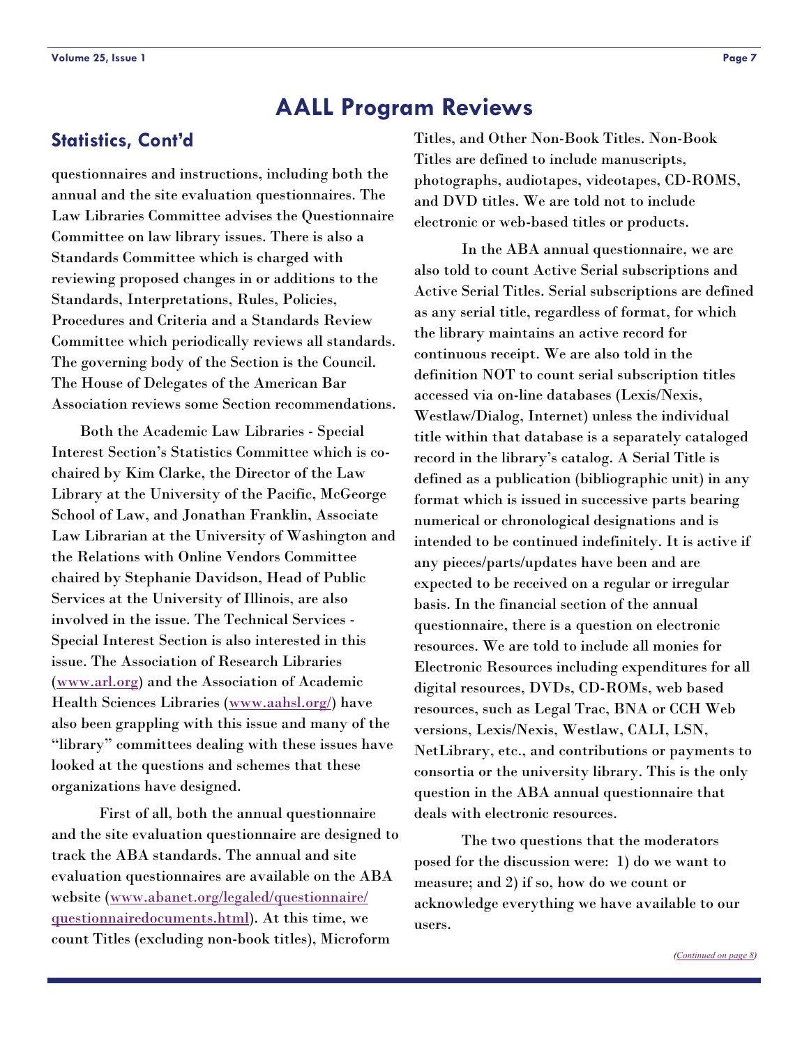# AALL Program Reviews

## Statistics, Cont'd

questionnaires and instructions, including both the annual and the site evaluation questionnaires. The Law Libraries Committee advises the Questionnaire Committee on law library issues. There is also a Standards Committee which is charged with reviewing proposed changes in or additions to the Standards, Interpretations, Rules, Policies, Procedures and Criteria and a Standards Review Committee which periodically reviews all standards. The governing body of the Section is the Council. The House of Delegates of the American Bar Association reviews some Section recommendations.

Both the Academic Law Libraries - Special Interest Section's Statistics Committee which is co-chaired by Kim Clarke, the Director of the Law Library at the University of the Pacific, McGeorge School of Law, and Jonathan Franklin, Associate Law Librarian at the University of Washington and the Relations with Online Vendors Committee chaired by Stephanie Davidson, Head of Public Services at the University of Illinois, are also involved in the issue. The Technical Services - Special Interest Section is also interested in this issue. The Association of Research Libraries (www.arl.org) and the Association of Academic Health Sciences Libraries (www.aahsl.org/) have also been grappling with this issue and many of the "library" committees dealing with these issues have looked at the questions and schemes that these organizations have designed.

First of all, both the annual questionnaire and the site evaluation questionnaire are designed to track the ABA standards. The annual and site evaluation questionnaires are available on the ABA website (www.abanet.org/legaled/questionnaire/questionnairedocuments.html). At this time, we count Titles (excluding non-book titles), Microform Titles, and Other Non-Book Titles. Non-Book Titles are defined to include manuscripts, photographs, audiotapes, videotapes, CD-ROMS, and DVD titles. We are told not to include electronic or web-based titles or products.

In the ABA annual questionnaire, we are also told to count Active Serial subscriptions and Active Serial Titles. Serial subscriptions are defined as any serial title, regardless of format, for which the library maintains an active record for continuous receipt. We are also told in the definition NOT to count serial subscription titles accessed via on-line databases (Lexis/Nexis, Westlaw/Dialog, Internet) unless the individual title within that database is a separately cataloged record in the library's catalog. A Serial Title is defined as a publication (bibliographic unit) in any format which is issued in successive parts bearing numerical or chronological designations and is intended to be continued indefinitely. It is active if any pieces/parts/updates have been and are expected to be received on a regular or irregular basis. In the financial section of the annual questionnaire, there is a question on electronic resources. We are told to include all monies for Electronic Resources including expenditures for all digital resources, DVDs, CD-ROMs, web based resources, such as Legal Trac, BNA or CCH Web versions, Lexis/Nexis, Westlaw, CALI, LSN, NetLibrary, etc., and contributions or payments to consortia or the university library. This is the only question in the ABA annual questionnaire that deals with electronic resources.

The two questions that the moderators posed for the discussion were: 1) do we want to measure; and 2) if so, how do we count or acknowledge everything we have available to our users.

*(Continued on page 8)*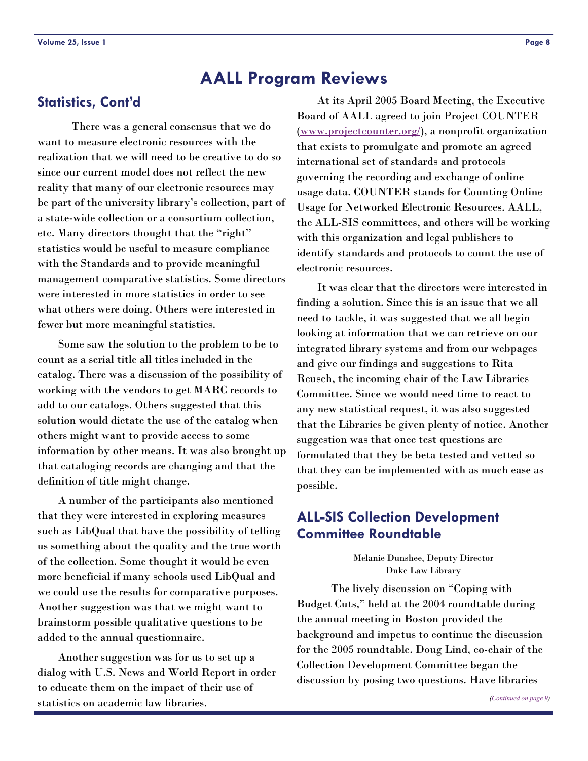# AALL Program Reviews

## Statistics, Cont'd

There was a general consensus that we do want to measure electronic resources with the realization that we will need to be creative to do so since our current model does not reflect the new reality that many of our electronic resources may be part of the university library's collection, part of a state-wide collection or a consortium collection, etc. Many directors thought that the "right" statistics would be useful to measure compliance with the Standards and to provide meaningful management comparative statistics. Some directors were interested in more statistics in order to see what others were doing. Others were interested in fewer but more meaningful statistics.

Some saw the solution to the problem to be to count as a serial title all titles included in the catalog. There was a discussion of the possibility of working with the vendors to get MARC records to add to our catalogs. Others suggested that this solution would dictate the use of the catalog when others might want to provide access to some information by other means. It was also brought up that cataloging records are changing and that the definition of title might change.

A number of the participants also mentioned that they were interested in exploring measures such as LibQual that have the possibility of telling us something about the quality and the true worth of the collection. Some thought it would be even more beneficial if many schools used LibQual and we could use the results for comparative purposes. Another suggestion was that we might want to brainstorm possible qualitative questions to be added to the annual questionnaire.

Another suggestion was for us to set up a dialog with U.S. News and World Report in order to educate them on the impact of their use of statistics on academic law libraries.

At its April 2005 Board Meeting, the Executive Board of AALL agreed to join Project COUNTER (www.projectcounter.org/), a nonprofit organization that exists to promulgate and promote an agreed international set of standards and protocols governing the recording and exchange of online usage data. COUNTER stands for Counting Online Usage for Networked Electronic Resources. AALL, the ALL-SIS committees, and others will be working with this organization and legal publishers to identify standards and protocols to count the use of electronic resources.

It was clear that the directors were interested in finding a solution. Since this is an issue that we all need to tackle, it was suggested that we all begin looking at information that we can retrieve on our integrated library systems and from our webpages and give our findings and suggestions to Rita Reusch, the incoming chair of the Law Libraries Committee. Since we would need time to react to any new statistical request, it was also suggested that the Libraries be given plenty of notice. Another suggestion was that once test questions are formulated that they be beta tested and vetted so that they can be implemented with as much ease as possible.

## ALL-SIS Collection Development Committee Roundtable

Melanie Dunshee, Deputy Director
Duke Law Library

The lively discussion on "Coping with Budget Cuts," held at the 2004 roundtable during the annual meeting in Boston provided the background and impetus to continue the discussion for the 2005 roundtable. Doug Lind, co-chair of the Collection Development Committee began the discussion by posing two questions. Have libraries

*(Continued on page 9)*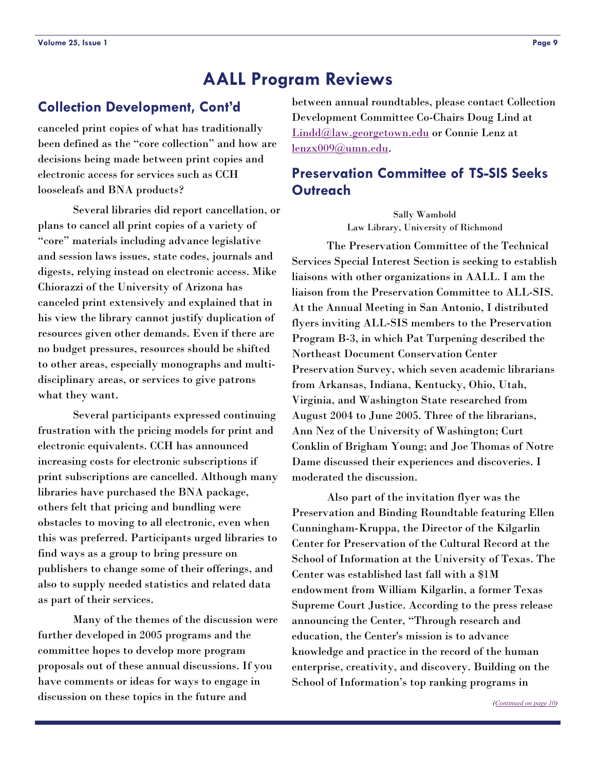# AALL Program Reviews

## Collection Development, Cont'd

canceled print copies of what has traditionally been defined as the "core collection" and how are decisions being made between print copies and electronic access for services such as CCH looseleafs and BNA products?

Several libraries did report cancellation, or plans to cancel all print copies of a variety of "core" materials including advance legislative and session laws issues, state codes, journals and digests, relying instead on electronic access. Mike Chiorazzi of the University of Arizona has canceled print extensively and explained that in his view the library cannot justify duplication of resources given other demands. Even if there are no budget pressures, resources should be shifted to other areas, especially monographs and multi-disciplinary areas, or services to give patrons what they want.

Several participants expressed continuing frustration with the pricing models for print and electronic equivalents. CCH has announced increasing costs for electronic subscriptions if print subscriptions are cancelled. Although many libraries have purchased the BNA package, others felt that pricing and bundling were obstacles to moving to all electronic, even when this was preferred. Participants urged libraries to find ways as a group to bring pressure on publishers to change some of their offerings, and also to supply needed statistics and related data as part of their services.

Many of the themes of the discussion were further developed in 2005 programs and the committee hopes to develop more program proposals out of these annual discussions. If you have comments or ideas for ways to engage in discussion on these topics in the future and between annual roundtables, please contact Collection Development Committee Co-Chairs Doug Lind at Lindd@law.georgetown.edu or Connie Lenz at lenzx009@umn.edu.

## Preservation Committee of TS-SIS Seeks Outreach

Sally Wambold
Law Library, University of Richmond

The Preservation Committee of the Technical Services Special Interest Section is seeking to establish liaisons with other organizations in AALL. I am the liaison from the Preservation Committee to ALL-SIS. At the Annual Meeting in San Antonio, I distributed flyers inviting ALL-SIS members to the Preservation Program B-3, in which Pat Turpening described the Northeast Document Conservation Center Preservation Survey, which seven academic librarians from Arkansas, Indiana, Kentucky, Ohio, Utah, Virginia, and Washington State researched from August 2004 to June 2005. Three of the librarians, Ann Nez of the University of Washington; Curt Conklin of Brigham Young; and Joe Thomas of Notre Dame discussed their experiences and discoveries. I moderated the discussion.

Also part of the invitation flyer was the Preservation and Binding Roundtable featuring Ellen Cunningham-Kruppa, the Director of the Kilgarlin Center for Preservation of the Cultural Record at the School of Information at the University of Texas. The Center was established last fall with a $1M endowment from William Kilgarlin, a former Texas Supreme Court Justice. According to the press release announcing the Center, "Through research and education, the Center's mission is to advance knowledge and practice in the record of the human enterprise, creativity, and discovery. Building on the School of Information's top ranking programs in

*(Continued on page 10)*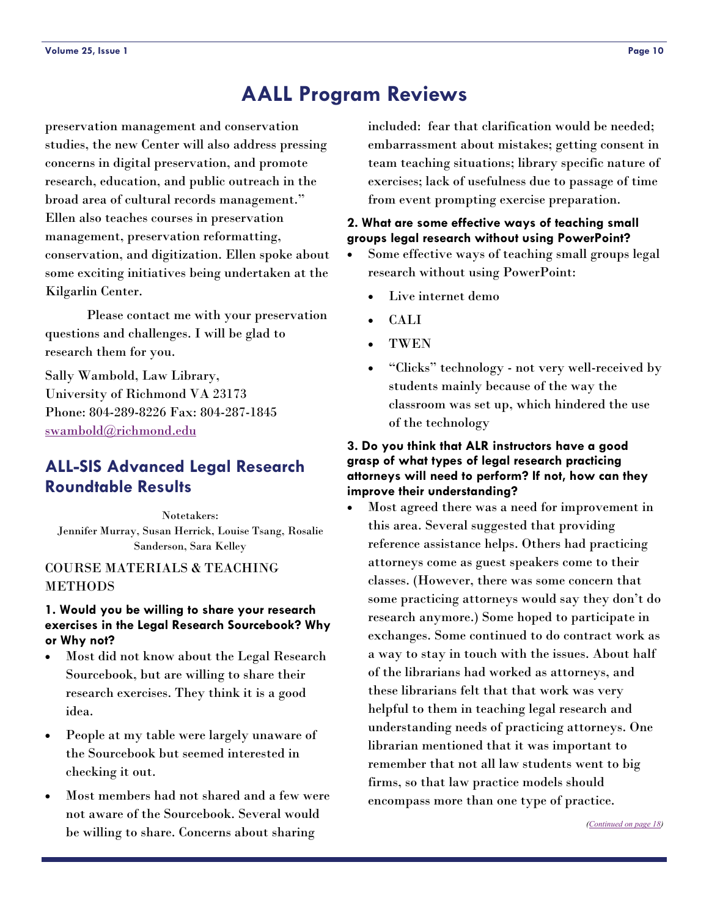# AALL Program Reviews

preservation management and conservation studies, the new Center will also address pressing concerns in digital preservation, and promote research, education, and public outreach in the broad area of cultural records management." Ellen also teaches courses in preservation management, preservation reformatting, conservation, and digitization. Ellen spoke about some exciting initiatives being undertaken at the Kilgarlin Center.

Please contact me with your preservation questions and challenges. I will be glad to research them for you.

Sally Wambold, Law Library,
University of Richmond VA 23173
Phone: 804-289-8226 Fax: 804-287-1845
swambold@richmond.edu

## ALL-SIS Advanced Legal Research Roundtable Results

Notetakers:
Jennifer Murray, Susan Herrick, Louise Tsang, Rosalie Sanderson, Sara Kelley

### COURSE MATERIALS & TEACHING METHODS

**1. Would you be willing to share your research exercises in the Legal Research Sourcebook? Why or Why not?**

- Most did not know about the Legal Research Sourcebook, but are willing to share their research exercises. They think it is a good idea.
- People at my table were largely unaware of the Sourcebook but seemed interested in checking it out.
- Most members had not shared and a few were not aware of the Sourcebook. Several would be willing to share. Concerns about sharing included: fear that clarification would be needed; embarrassment about mistakes; getting consent in team teaching situations; library specific nature of exercises; lack of usefulness due to passage of time from event prompting exercise preparation.

**2. What are some effective ways of teaching small groups legal research without using PowerPoint?**

- Some effective ways of teaching small groups legal research without using PowerPoint:
  - Live internet demo
  - CALI
  - TWEN
  - "Clicks" technology - not very well-received by students mainly because of the way the classroom was set up, which hindered the use of the technology

**3. Do you think that ALR instructors have a good grasp of what types of legal research practicing attorneys will need to perform? If not, how can they improve their understanding?**

- Most agreed there was a need for improvement in this area. Several suggested that providing reference assistance helps. Others had practicing attorneys come as guest speakers come to their classes. (However, there was some concern that some practicing attorneys would say they don't do research anymore.) Some hoped to participate in exchanges. Some continued to do contract work as a way to stay in touch with the issues. About half of the librarians had worked as attorneys, and these librarians felt that that work was very helpful to them in teaching legal research and understanding needs of practicing attorneys. One librarian mentioned that it was important to remember that not all law students went to big firms, so that law practice models should encompass more than one type of practice.

*(Continued on page 18)*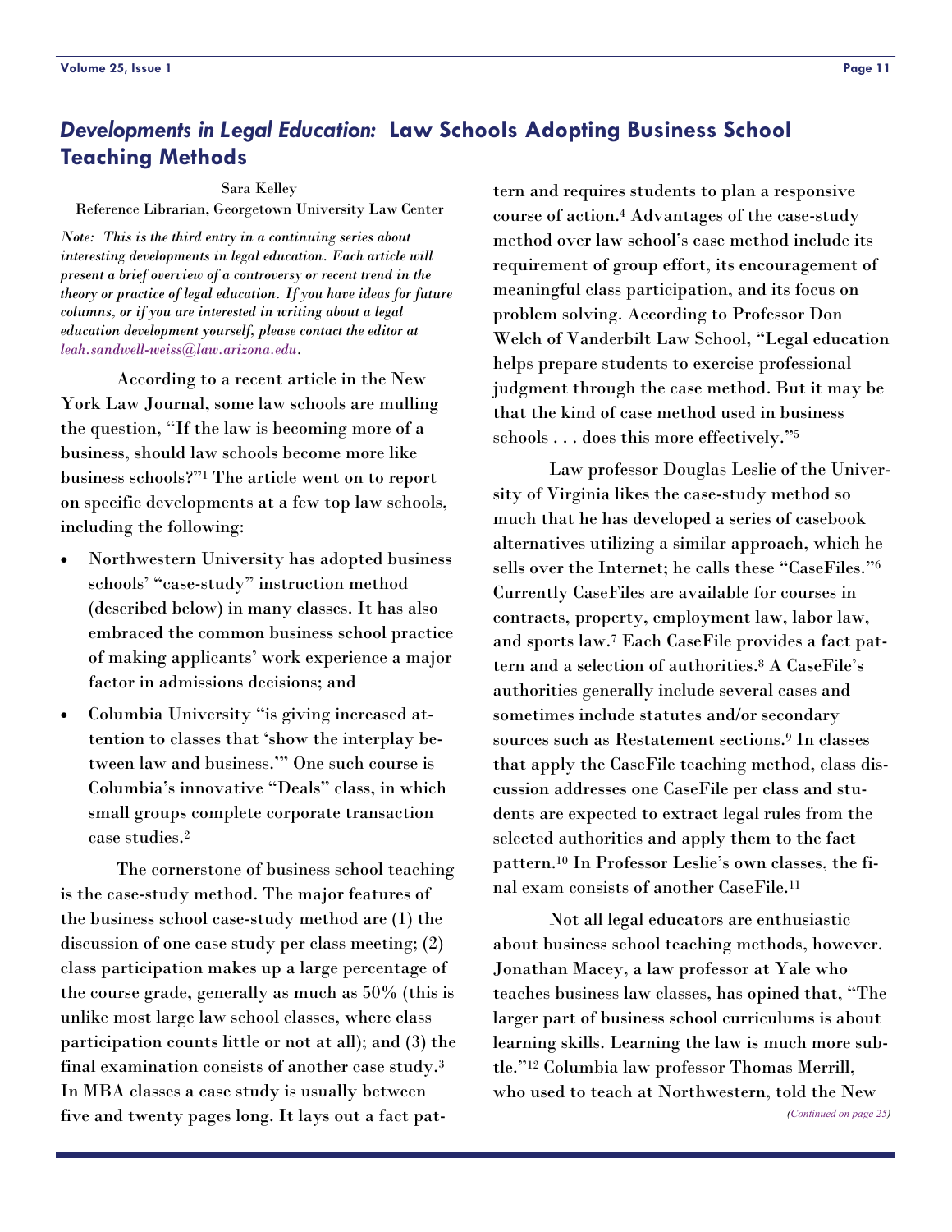## *Developments in Legal Education:* Law Schools Adopting Business School Teaching Methods

Sara Kelley
Reference Librarian, Georgetown University Law Center

*Note: This is the third entry in a continuing series about interesting developments in legal education. Each article will present a brief overview of a controversy or recent trend in the theory or practice of legal education. If you have ideas for future columns, or if you are interested in writing about a legal education development yourself, please contact the editor at [leah.sandwell-weiss@law.arizona.edu](mailto:leah.sandwell-weiss@law.arizona.edu).*

According to a recent article in the New York Law Journal, some law schools are mulling the question, "If the law is becoming more of a business, should law schools become more like business schools?"[1] The article went on to report on specific developments at a few top law schools, including the following:

- Northwestern University has adopted business schools' "case-study" instruction method (described below) in many classes. It has also embraced the common business school practice of making applicants' work experience a major factor in admissions decisions; and
- Columbia University "is giving increased attention to classes that 'show the interplay between law and business.'" One such course is Columbia's innovative "Deals" class, in which small groups complete corporate transaction case studies.[2]

The cornerstone of business school teaching is the case-study method. The major features of the business school case-study method are (1) the discussion of one case study per class meeting; (2) class participation makes up a large percentage of the course grade, generally as much as 50% (this is unlike most large law school classes, where class participation counts little or not at all); and (3) the final examination consists of another case study.[3] In MBA classes a case study is usually between five and twenty pages long. It lays out a fact pattern and requires students to plan a responsive course of action.[4] Advantages of the case-study method over law school's case method include its requirement of group effort, its encouragement of meaningful class participation, and its focus on problem solving. According to Professor Don Welch of Vanderbilt Law School, "Legal education helps prepare students to exercise professional judgment through the case method. But it may be that the kind of case method used in business schools . . . does this more effectively."[5]

Law professor Douglas Leslie of the University of Virginia likes the case-study method so much that he has developed a series of casebook alternatives utilizing a similar approach, which he sells over the Internet; he calls these "CaseFiles."[6] Currently CaseFiles are available for courses in contracts, property, employment law, labor law, and sports law.[7] Each CaseFile provides a fact pattern and a selection of authorities.[8] A CaseFile's authorities generally include several cases and sometimes include statutes and/or secondary sources such as Restatement sections.[9] In classes that apply the CaseFile teaching method, class discussion addresses one CaseFile per class and students are expected to extract legal rules from the selected authorities and apply them to the fact pattern.[10] In Professor Leslie's own classes, the final exam consists of another CaseFile.[11]

Not all legal educators are enthusiastic about business school teaching methods, however. Jonathan Macey, a law professor at Yale who teaches business law classes, has opined that, "The larger part of business school curriculums is about learning skills. Learning the law is much more subtle."[12] Columbia law professor Thomas Merrill, who used to teach at Northwestern, told the New

*(Continued on page 25)*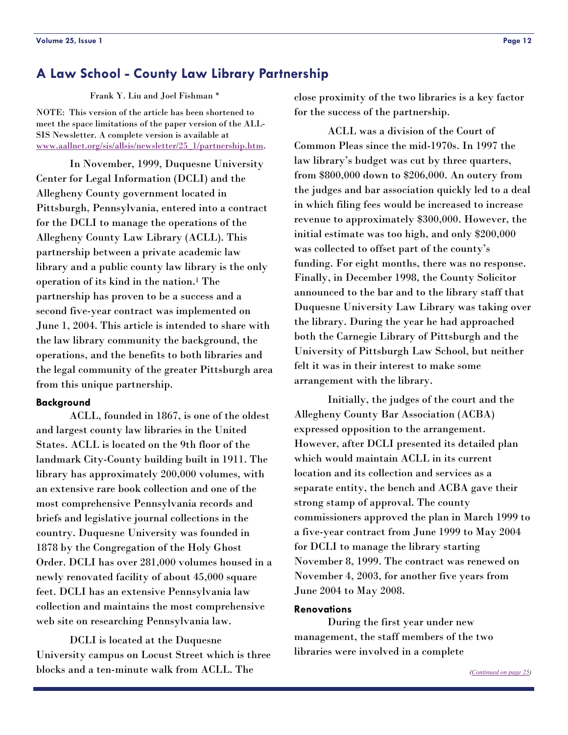## A Law School - County Law Library Partnership

Frank Y. Liu and Joel Fishman *

NOTE: This version of the article has been shortened to meet the space limitations of the paper version of the ALL-SIS Newsletter. A complete version is available at www.aallnet.org/sis/allsis/newsletter/25_1/partnership.htm.

In November, 1999, Duquesne University Center for Legal Information (DCLI) and the Allegheny County government located in Pittsburgh, Pennsylvania, entered into a contract for the DCLI to manage the operations of the Allegheny County Law Library (ACLL). This partnership between a private academic law library and a public county law library is the only operation of its kind in the nation.[1] The partnership has proven to be a success and a second five-year contract was implemented on June 1, 2004. This article is intended to share with the law library community the background, the operations, and the benefits to both libraries and the legal community of the greater Pittsburgh area from this unique partnership.

### Background

ACLL, founded in 1867, is one of the oldest and largest county law libraries in the United States. ACLL is located on the 9th floor of the landmark City-County building built in 1911. The library has approximately 200,000 volumes, with an extensive rare book collection and one of the most comprehensive Pennsylvania records and briefs and legislative journal collections in the country. Duquesne University was founded in 1878 by the Congregation of the Holy Ghost Order. DCLI has over 281,000 volumes housed in a newly renovated facility of about 45,000 square feet. DCLI has an extensive Pennsylvania law collection and maintains the most comprehensive web site on researching Pennsylvania law.

DCLI is located at the Duquesne University campus on Locust Street which is three blocks and a ten-minute walk from ACLL. The close proximity of the two libraries is a key factor for the success of the partnership.

ACLL was a division of the Court of Common Pleas since the mid-1970s. In 1997 the law library's budget was cut by three quarters, from $800,000 down to $206,000. An outcry from the judges and bar association quickly led to a deal in which filing fees would be increased to increase revenue to approximately $300,000. However, the initial estimate was too high, and only $200,000 was collected to offset part of the county's funding. For eight months, there was no response. Finally, in December 1998, the County Solicitor announced to the bar and to the library staff that Duquesne University Law Library was taking over the library. During the year he had approached both the Carnegie Library of Pittsburgh and the University of Pittsburgh Law School, but neither felt it was in their interest to make some arrangement with the library.

Initially, the judges of the court and the Allegheny County Bar Association (ACBA) expressed opposition to the arrangement. However, after DCLI presented its detailed plan which would maintain ACLL in its current location and its collection and services as a separate entity, the bench and ACBA gave their strong stamp of approval. The county commissioners approved the plan in March 1999 to a five-year contract from June 1999 to May 2004 for DCLI to manage the library starting November 8, 1999. The contract was renewed on November 4, 2003, for another five years from June 2004 to May 2008.

### Renovations

During the first year under new management, the staff members of the two libraries were involved in a complete

*(Continued on page 25)*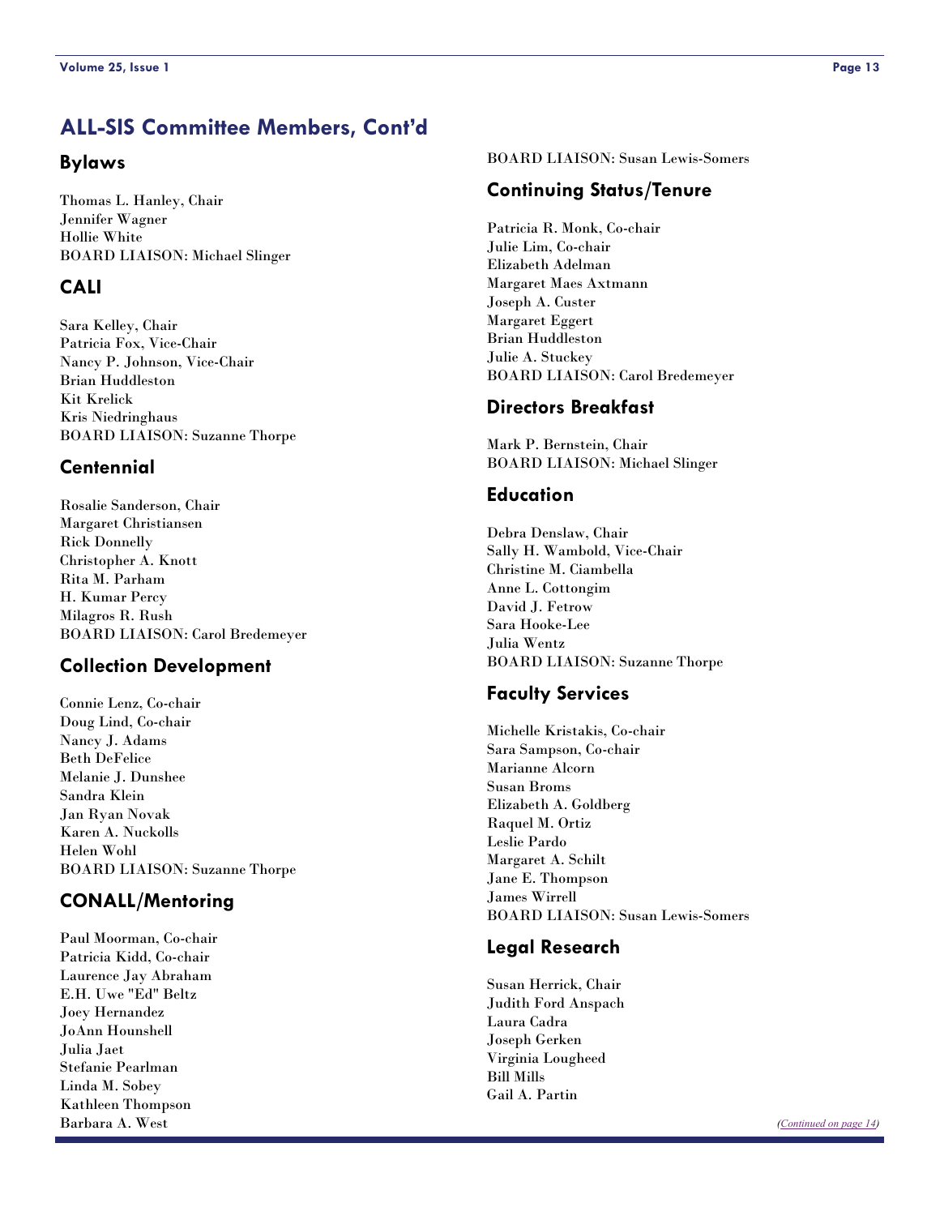## ALL-SIS Committee Members, Cont'd

### Bylaws

Thomas L. Hanley, Chair
Jennifer Wagner
Hollie White
BOARD LIAISON: Michael Slinger

### CALI

Sara Kelley, Chair
Patricia Fox, Vice-Chair
Nancy P. Johnson, Vice-Chair
Brian Huddleston
Kit Krelick
Kris Niedringhaus
BOARD LIAISON: Suzanne Thorpe

### Centennial

Rosalie Sanderson, Chair
Margaret Christiansen
Rick Donnelly
Christopher A. Knott
Rita M. Parham
H. Kumar Percy
Milagros R. Rush
BOARD LIAISON: Carol Bredemeyer

### Collection Development

Connie Lenz, Co-chair
Doug Lind, Co-chair
Nancy J. Adams
Beth DeFelice
Melanie J. Dunshee
Sandra Klein
Jan Ryan Novak
Karen A. Nuckolls
Helen Wohl
BOARD LIAISON: Suzanne Thorpe

### CONALL/Mentoring

Paul Moorman, Co-chair
Patricia Kidd, Co-chair
Laurence Jay Abraham
E.H. Uwe "Ed" Beltz
Joey Hernandez
JoAnn Hounshell
Julia Jaet
Stefanie Pearlman
Linda M. Sobey
Kathleen Thompson
Barbara A. West
BOARD LIAISON: Susan Lewis-Somers

### Continuing Status/Tenure

Patricia R. Monk, Co-chair
Julie Lim, Co-chair
Elizabeth Adelman
Margaret Maes Axtmann
Joseph A. Custer
Margaret Eggert
Brian Huddleston
Julie A. Stuckey
BOARD LIAISON: Carol Bredemeyer

### Directors Breakfast

Mark P. Bernstein, Chair
BOARD LIAISON: Michael Slinger

### Education

Debra Denslaw, Chair
Sally H. Wambold, Vice-Chair
Christine M. Ciambella
Anne L. Cottongim
David J. Fetrow
Sara Hooke-Lee
Julia Wentz
BOARD LIAISON: Suzanne Thorpe

### Faculty Services

Michelle Kristakis, Co-chair
Sara Sampson, Co-chair
Marianne Alcorn
Susan Broms
Elizabeth A. Goldberg
Raquel M. Ortiz
Leslie Pardo
Margaret A. Schilt
Jane E. Thompson
James Wirrell
BOARD LIAISON: Susan Lewis-Somers

### Legal Research

Susan Herrick, Chair
Judith Ford Anspach
Laura Cadra
Joseph Gerken
Virginia Lougheed
Bill Mills
Gail A. Partin

*(Continued on page 14)*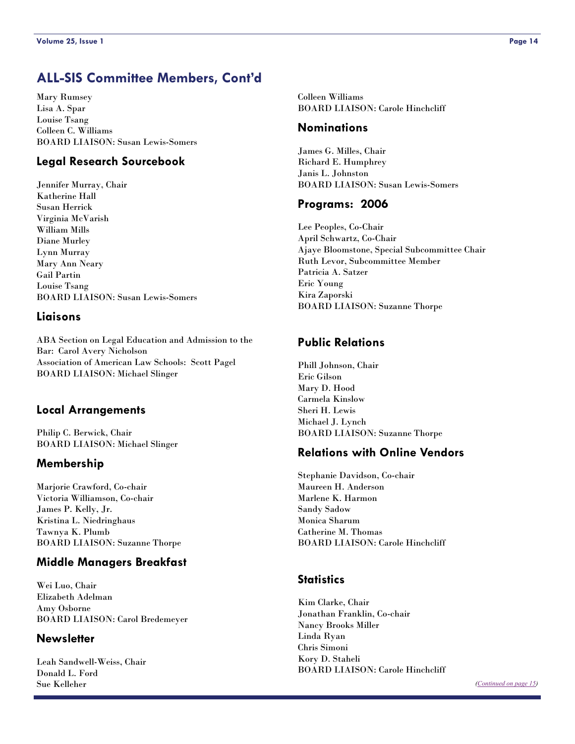## ALL-SIS Committee Members, Cont'd

Mary Rumsey
Lisa A. Spar
Louise Tsang
Colleen C. Williams
BOARD LIAISON: Susan Lewis-Somers

### Legal Research Sourcebook

Jennifer Murray, Chair
Katherine Hall
Susan Herrick
Virginia McVarish
William Mills
Diane Murley
Lynn Murray
Mary Ann Neary
Gail Partin
Louise Tsang
BOARD LIAISON: Susan Lewis-Somers

### Liaisons

ABA Section on Legal Education and Admission to the Bar: Carol Avery Nicholson
Association of American Law Schools: Scott Pagel
BOARD LIAISON: Michael Slinger

### Local Arrangements

Philip C. Berwick, Chair
BOARD LIAISON: Michael Slinger

### Membership

Marjorie Crawford, Co-chair
Victoria Williamson, Co-chair
James P. Kelly, Jr.
Kristina L. Niedringhaus
Tawnya K. Plumb
BOARD LIAISON: Suzanne Thorpe

### Middle Managers Breakfast

Wei Luo, Chair
Elizabeth Adelman
Amy Osborne
BOARD LIAISON: Carol Bredemeyer

### Newsletter

Leah Sandwell-Weiss, Chair
Donald L. Ford
Sue Kelleher
Colleen Williams
BOARD LIAISON: Carole Hinchcliff

### Nominations

James G. Milles, Chair
Richard E. Humphrey
Janis L. Johnston
BOARD LIAISON: Susan Lewis-Somers

### Programs: 2006

Lee Peoples, Co-Chair
April Schwartz, Co-Chair
Ajaye Bloomstone, Special Subcommittee Chair
Ruth Levor, Subcommittee Member
Patricia A. Satzer
Eric Young
Kira Zaporski
BOARD LIAISON: Suzanne Thorpe

### Public Relations

Phill Johnson, Chair
Eric Gilson
Mary D. Hood
Carmela Kinslow
Sheri H. Lewis
Michael J. Lynch
BOARD LIAISON: Suzanne Thorpe

### Relations with Online Vendors

Stephanie Davidson, Co-chair
Maureen H. Anderson
Marlene K. Harmon
Sandy Sadow
Monica Sharum
Catherine M. Thomas
BOARD LIAISON: Carole Hinchcliff

### Statistics

Kim Clarke, Chair
Jonathan Franklin, Co-chair
Nancy Brooks Miller
Linda Ryan
Chris Simoni
Kory D. Staheli
BOARD LIAISON: Carole Hinchcliff

*(Continued on page 15)*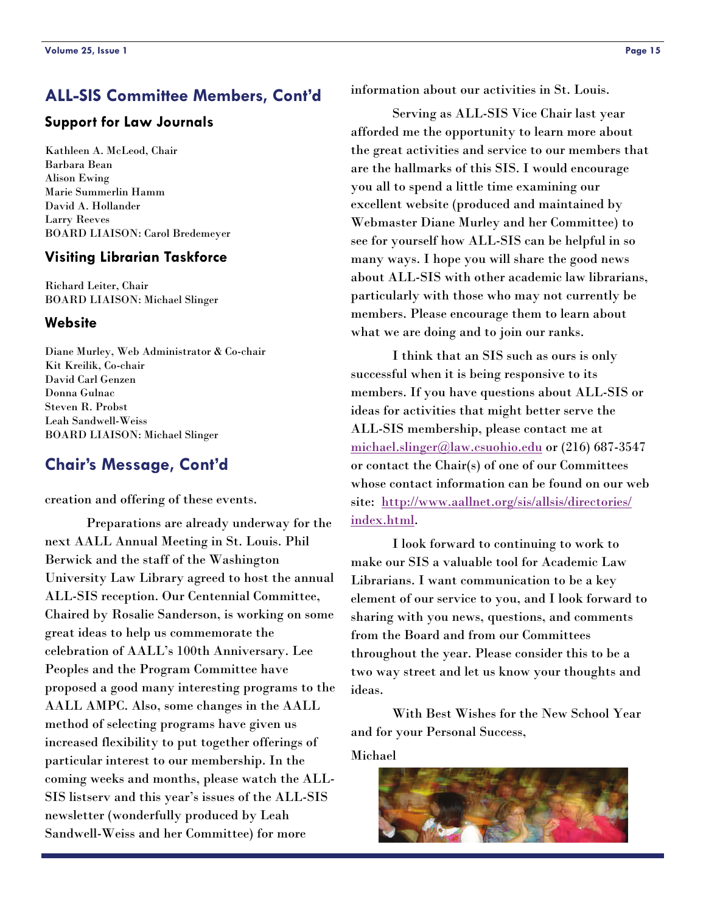## ALL-SIS Committee Members, Cont'd

### Support for Law Journals

Kathleen A. McLeod, Chair
Barbara Bean
Alison Ewing
Marie Summerlin Hamm
David A. Hollander
Larry Reeves
BOARD LIAISON: Carol Bredemeyer

### Visiting Librarian Taskforce

Richard Leiter, Chair
BOARD LIAISON: Michael Slinger

### Website

Diane Murley, Web Administrator & Co-chair
Kit Kreilik, Co-chair
David Carl Genzen
Donna Gulnac
Steven R. Probst
Leah Sandwell-Weiss
BOARD LIAISON: Michael Slinger

## Chair's Message, Cont'd

creation and offering of these events.

Preparations are already underway for the next AALL Annual Meeting in St. Louis. Phil Berwick and the staff of the Washington University Law Library agreed to host the annual ALL-SIS reception. Our Centennial Committee, Chaired by Rosalie Sanderson, is working on some great ideas to help us commemorate the celebration of AALL's 100th Anniversary. Lee Peoples and the Program Committee have proposed a good many interesting programs to the AALL AMPC. Also, some changes in the AALL method of selecting programs have given us increased flexibility to put together offerings of particular interest to our membership. In the coming weeks and months, please watch the ALL-SIS listserv and this year's issues of the ALL-SIS newsletter (wonderfully produced by Leah Sandwell-Weiss and her Committee) for more information about our activities in St. Louis.

Serving as ALL-SIS Vice Chair last year afforded me the opportunity to learn more about the great activities and service to our members that are the hallmarks of this SIS. I would encourage you all to spend a little time examining our excellent website (produced and maintained by Webmaster Diane Murley and her Committee) to see for yourself how ALL-SIS can be helpful in so many ways. I hope you will share the good news about ALL-SIS with other academic law librarians, particularly with those who may not currently be members. Please encourage them to learn about what we are doing and to join our ranks.

I think that an SIS such as ours is only successful when it is being responsive to its members. If you have questions about ALL-SIS or ideas for activities that might better serve the ALL-SIS membership, please contact me at michael.slinger@law.csuohio.edu or (216) 687-3547 or contact the Chair(s) of one of our Committees whose contact information can be found on our web site: http://www.aallnet.org/sis/allsis/directories/index.html.

I look forward to continuing to work to make our SIS a valuable tool for Academic Law Librarians. I want communication to be a key element of our service to you, and I look forward to sharing with you news, questions, and comments from the Board and from our Committees throughout the year. Please consider this to be a two way street and let us know your thoughts and ideas.

With Best Wishes for the New School Year and for your Personal Success,

Michael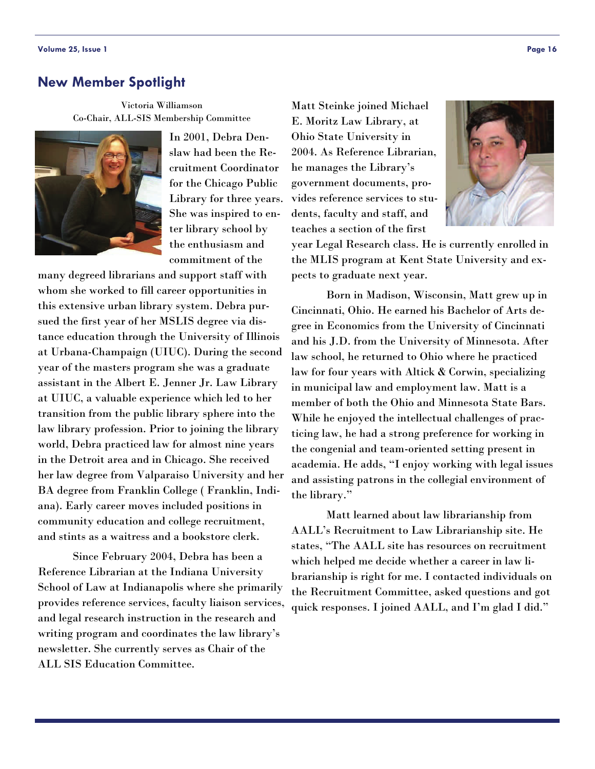## New Member Spotlight

Victoria Williamson
Co-Chair, ALL-SIS Membership Committee

In 2001, Debra Denslaw had been the Recruitment Coordinator for the Chicago Public Library for three years. She was inspired to enter library school by the enthusiasm and commitment of the many degreed librarians and support staff with whom she worked to fill career opportunities in this extensive urban library system. Debra pursued the first year of her MSLIS degree via distance education through the University of Illinois at Urbana-Champaign (UIUC). During the second year of the masters program she was a graduate assistant in the Albert E. Jenner Jr. Law Library at UIUC, a valuable experience which led to her transition from the public library sphere into the law library profession. Prior to joining the library world, Debra practiced law for almost nine years in the Detroit area and in Chicago. She received her law degree from Valparaiso University and her BA degree from Franklin College ( Franklin, Indiana). Early career moves included positions in community education and college recruitment, and stints as a waitress and a bookstore clerk.

Since February 2004, Debra has been a Reference Librarian at the Indiana University School of Law at Indianapolis where she primarily provides reference services, faculty liaison services, and legal research instruction in the research and writing program and coordinates the law library's newsletter. She currently serves as Chair of the ALL SIS Education Committee.

Matt Steinke joined Michael E. Moritz Law Library, at Ohio State University in 2004. As Reference Librarian, he manages the Library's government documents, provides reference services to students, faculty and staff, and teaches a section of the first year Legal Research class. He is currently enrolled in the MLIS program at Kent State University and expects to graduate next year.

Born in Madison, Wisconsin, Matt grew up in Cincinnati, Ohio. He earned his Bachelor of Arts degree in Economics from the University of Cincinnati and his J.D. from the University of Minnesota. After law school, he returned to Ohio where he practiced law for four years with Altick & Corwin, specializing in municipal law and employment law. Matt is a member of both the Ohio and Minnesota State Bars. While he enjoyed the intellectual challenges of practicing law, he had a strong preference for working in the congenial and team-oriented setting present in academia. He adds, "I enjoy working with legal issues and assisting patrons in the collegial environment of the library."

Matt learned about law librarianship from AALL's Recruitment to Law Librarianship site. He states, "The AALL site has resources on recruitment which helped me decide whether a career in law librarianship is right for me. I contacted individuals on the Recruitment Committee, asked questions and got quick responses. I joined AALL, and I'm glad I did."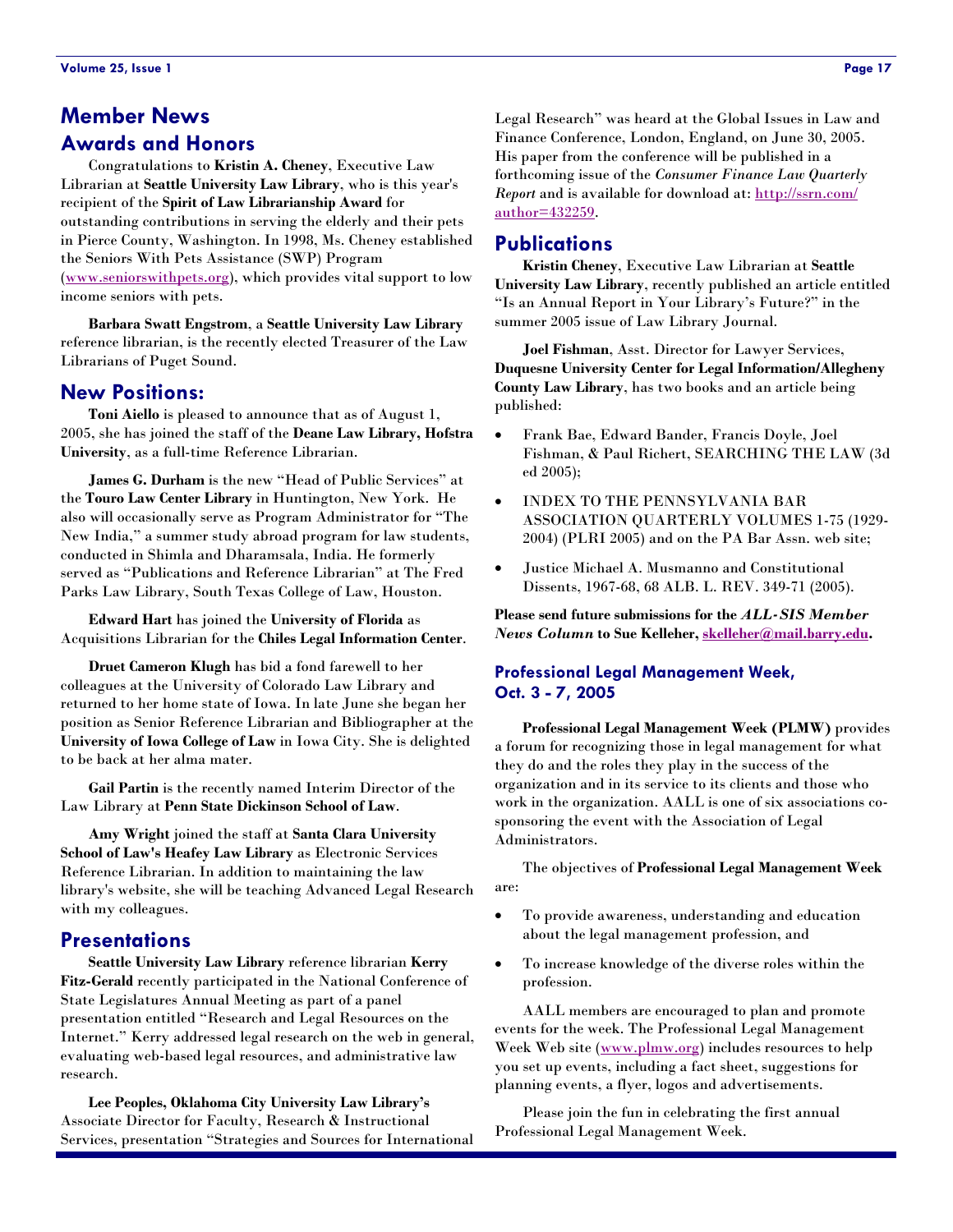# Member News

## Awards and Honors

Congratulations to **Kristin A. Cheney**, Executive Law Librarian at **Seattle University Law Library**, who is this year's recipient of the **Spirit of Law Librarianship Award** for outstanding contributions in serving the elderly and their pets in Pierce County, Washington. In 1998, Ms. Cheney established the Seniors With Pets Assistance (SWP) Program (www.seniorswithpets.org), which provides vital support to low income seniors with pets.

**Barbara Swatt Engstrom**, a **Seattle University Law Library** reference librarian, is the recently elected Treasurer of the Law Librarians of Puget Sound.

## New Positions:

**Toni Aiello** is pleased to announce that as of August 1, 2005, she has joined the staff of the **Deane Law Library, Hofstra University**, as a full-time Reference Librarian.

**James G. Durham** is the new "Head of Public Services" at the **Touro Law Center Library** in Huntington, New York. He also will occasionally serve as Program Administrator for "The New India," a summer study abroad program for law students, conducted in Shimla and Dharamsala, India. He formerly served as "Publications and Reference Librarian" at The Fred Parks Law Library, South Texas College of Law, Houston.

**Edward Hart** has joined the **University of Florida** as Acquisitions Librarian for the **Chiles Legal Information Center**.

**Druet Cameron Klugh** has bid a fond farewell to her colleagues at the University of Colorado Law Library and returned to her home state of Iowa. In late June she began her position as Senior Reference Librarian and Bibliographer at the **University of Iowa College of Law** in Iowa City. She is delighted to be back at her alma mater.

**Gail Partin** is the recently named Interim Director of the Law Library at **Penn State Dickinson School of Law**.

**Amy Wright** joined the staff at **Santa Clara University School of Law's Heafey Law Library** as Electronic Services Reference Librarian. In addition to maintaining the law library's website, she will be teaching Advanced Legal Research with my colleagues.

## Presentations

**Seattle University Law Library** reference librarian **Kerry Fitz-Gerald** recently participated in the National Conference of State Legislatures Annual Meeting as part of a panel presentation entitled "Research and Legal Resources on the Internet." Kerry addressed legal research on the web in general, evaluating web-based legal resources, and administrative law research.

**Lee Peoples, Oklahoma City University Law Library's** Associate Director for Faculty, Research & Instructional Services, presentation "Strategies and Sources for International Legal Research" was heard at the Global Issues in Law and Finance Conference, London, England, on June 30, 2005. His paper from the conference will be published in a forthcoming issue of the *Consumer Finance Law Quarterly Report* and is available for download at: http://ssrn.com/author=432259.

## Publications

**Kristin Cheney**, Executive Law Librarian at **Seattle University Law Library**, recently published an article entitled "Is an Annual Report in Your Library's Future?" in the summer 2005 issue of Law Library Journal.

**Joel Fishman**, Asst. Director for Lawyer Services, **Duquesne University Center for Legal Information/Allegheny County Law Library**, has two books and an article being published:

- Frank Bae, Edward Bander, Francis Doyle, Joel Fishman, & Paul Richert, SEARCHING THE LAW (3d ed 2005);
- INDEX TO THE PENNSYLVANIA BAR ASSOCIATION QUARTERLY VOLUMES 1-75 (1929-2004) (PLRI 2005) and on the PA Bar Assn. web site;
- Justice Michael A. Musmanno and Constitutional Dissents, 1967-68, 68 ALB. L. REV. 349-71 (2005).

**Please send future submissions for the *ALL-SIS Member News Column* to Sue Kelleher, skelleher@mail.barry.edu.**

### Professional Legal Management Week, Oct. 3 - 7, 2005

**Professional Legal Management Week (PLMW)** provides a forum for recognizing those in legal management for what they do and the roles they play in the success of the organization and in its service to its clients and those who work in the organization. AALL is one of six associations co-sponsoring the event with the Association of Legal Administrators.

The objectives of **Professional Legal Management Week** are:

- To provide awareness, understanding and education about the legal management profession, and
- To increase knowledge of the diverse roles within the profession.

AALL members are encouraged to plan and promote events for the week. The Professional Legal Management Week Web site (www.plmw.org) includes resources to help you set up events, including a fact sheet, suggestions for planning events, a flyer, logos and advertisements.

Please join the fun in celebrating the first annual Professional Legal Management Week.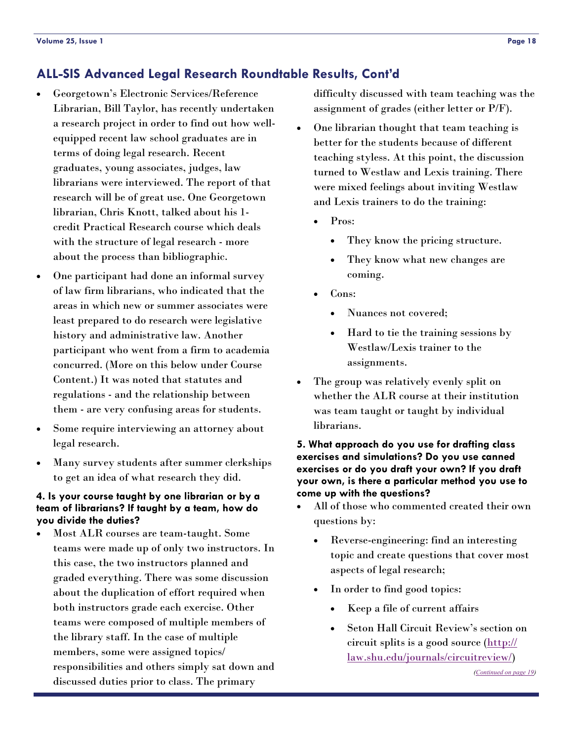## ALL-SIS Advanced Legal Research Roundtable Results, Cont'd

- Georgetown's Electronic Services/Reference Librarian, Bill Taylor, has recently undertaken a research project in order to find out how well-equipped recent law school graduates are in terms of doing legal research. Recent graduates, young associates, judges, law librarians were interviewed. The report of that research will be of great use. One Georgetown librarian, Chris Knott, talked about his 1-credit Practical Research course which deals with the structure of legal research - more about the process than bibliographic.
- One participant had done an informal survey of law firm librarians, who indicated that the areas in which new or summer associates were least prepared to do research were legislative history and administrative law. Another participant who went from a firm to academia concurred. (More on this below under Course Content.) It was noted that statutes and regulations - and the relationship between them - are very confusing areas for students.
- Some require interviewing an attorney about legal research.
- Many survey students after summer clerkships to get an idea of what research they did.

**4. Is your course taught by one librarian or by a team of librarians? If taught by a team, how do you divide the duties?**

- Most ALR courses are team-taught. Some teams were made up of only two instructors. In this case, the two instructors planned and graded everything. There was some discussion about the duplication of effort required when both instructors grade each exercise. Other teams were composed of multiple members of the library staff. In the case of multiple members, some were assigned topics/ responsibilities and others simply sat down and discussed duties prior to class. The primary difficulty discussed with team teaching was the assignment of grades (either letter or P/F).
- One librarian thought that team teaching is better for the students because of different teaching styless. At this point, the discussion turned to Westlaw and Lexis training. There were mixed feelings about inviting Westlaw and Lexis trainers to do the training:
  - Pros:
    - They know the pricing structure.
    - They know what new changes are coming.
  - Cons:
    - Nuances not covered;
    - Hard to tie the training sessions by Westlaw/Lexis trainer to the assignments.
- The group was relatively evenly split on whether the ALR course at their institution was team taught or taught by individual librarians.

**5. What approach do you use for drafting class exercises and simulations? Do you use canned exercises or do you draft your own? If you draft your own, is there a particular method you use to come up with the questions?**

- All of those who commented created their own questions by:
  - Reverse-engineering: find an interesting topic and create questions that cover most aspects of legal research;
  - In order to find good topics:
    - Keep a file of current affairs
    - Seton Hall Circuit Review's section on circuit splits is a good source (http://law.shu.edu/journals/circuitreview/)

*(Continued on page 19)*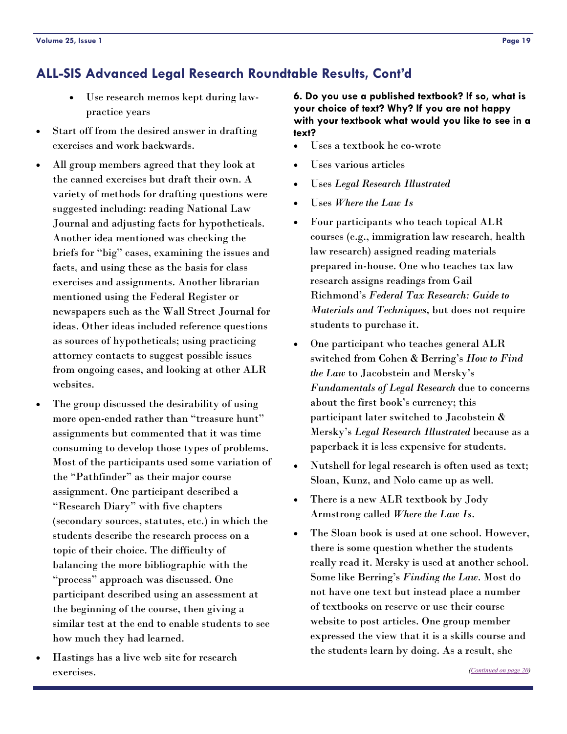## ALL-SIS Advanced Legal Research Roundtable Results, Cont'd

    - Use research memos kept during law-practice years

- Start off from the desired answer in drafting exercises and work backwards.
- All group members agreed that they look at the canned exercises but draft their own. A variety of methods for drafting questions were suggested including: reading National Law Journal and adjusting facts for hypotheticals. Another idea mentioned was checking the briefs for "big" cases, examining the issues and facts, and using these as the basis for class exercises and assignments. Another librarian mentioned using the Federal Register or newspapers such as the Wall Street Journal for ideas. Other ideas included reference questions as sources of hypotheticals; using practicing attorney contacts to suggest possible issues from ongoing cases, and looking at other ALR websites.
- The group discussed the desirability of using more open-ended rather than "treasure hunt" assignments but commented that it was time consuming to develop those types of problems. Most of the participants used some variation of the "Pathfinder" as their major course assignment. One participant described a "Research Diary" with five chapters (secondary sources, statutes, etc.) in which the students describe the research process on a topic of their choice. The difficulty of balancing the more bibliographic with the "process" approach was discussed. One participant described using an assessment at the beginning of the course, then giving a similar test at the end to enable students to see how much they had learned.
- Hastings has a live web site for research exercises.

**6. Do you use a published textbook? If so, what is your choice of text? Why? If you are not happy with your textbook what would you like to see in a text?**

- Uses a textbook he co-wrote
- Uses various articles
- Uses *Legal Research Illustrated*
- Uses *Where the Law Is*
- Four participants who teach topical ALR courses (e.g., immigration law research, health law research) assigned reading materials prepared in-house. One who teaches tax law research assigns readings from Gail Richmond's *Federal Tax Research: Guide to Materials and Techniques*, but does not require students to purchase it.
- One participant who teaches general ALR switched from Cohen & Berring's *How to Find the Law* to Jacobstein and Mersky's *Fundamentals of Legal Research* due to concerns about the first book's currency; this participant later switched to Jacobstein & Mersky's *Legal Research Illustrated* because as a paperback it is less expensive for students.
- Nutshell for legal research is often used as text; Sloan, Kunz, and Nolo came up as well.
- There is a new ALR textbook by Jody Armstrong called *Where the Law Is*.
- The Sloan book is used at one school. However, there is some question whether the students really read it. Mersky is used at another school. Some like Berring's *Finding the Law*. Most do not have one text but instead place a number of textbooks on reserve or use their course website to post articles. One group member expressed the view that it is a skills course and the students learn by doing. As a result, she

*(Continued on page 20)*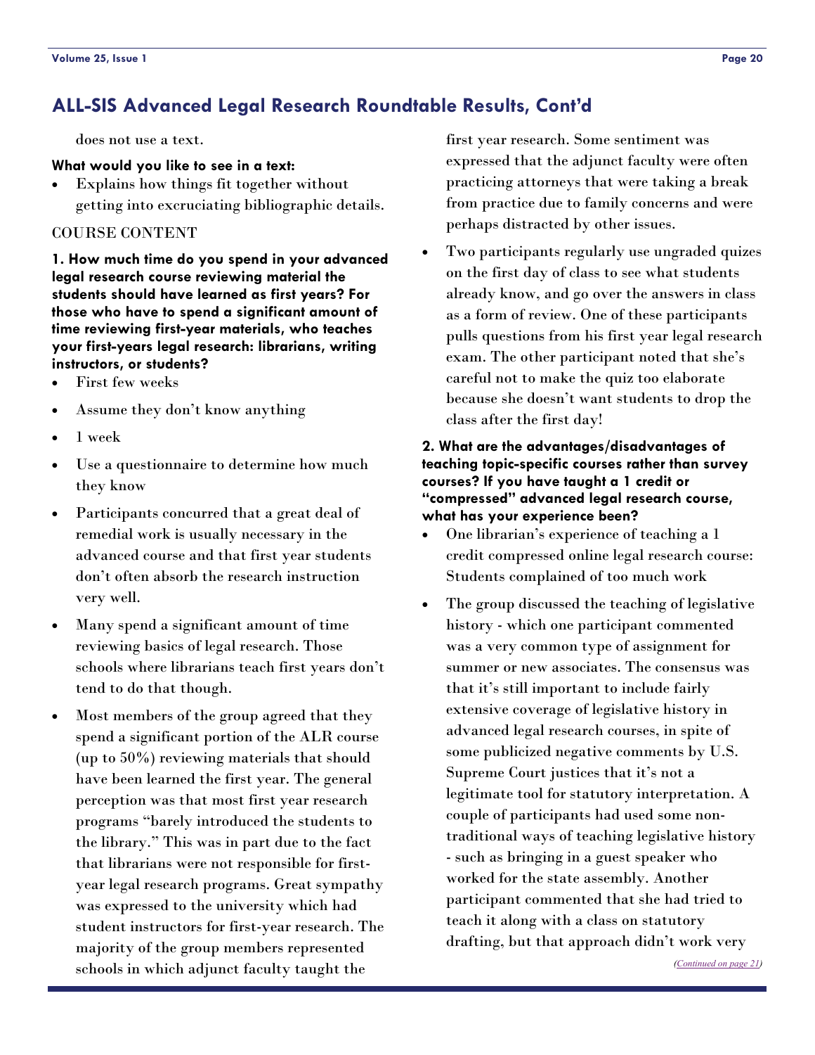## ALL-SIS Advanced Legal Research Roundtable Results, Cont'd

does not use a text.

**What would you like to see in a text:**

- Explains how things fit together without getting into excruciating bibliographic details.

COURSE CONTENT

**1. How much time do you spend in your advanced legal research course reviewing material the students should have learned as first years? For those who have to spend a significant amount of time reviewing first-year materials, who teaches your first-years legal research: librarians, writing instructors, or students?**

- First few weeks
- Assume they don't know anything
- 1 week
- Use a questionnaire to determine how much they know
- Participants concurred that a great deal of remedial work is usually necessary in the advanced course and that first year students don't often absorb the research instruction very well.
- Many spend a significant amount of time reviewing basics of legal research. Those schools where librarians teach first years don't tend to do that though.
- Most members of the group agreed that they spend a significant portion of the ALR course (up to 50%) reviewing materials that should have been learned the first year. The general perception was that most first year research programs "barely introduced the students to the library." This was in part due to the fact that librarians were not responsible for first-year legal research programs. Great sympathy was expressed to the university which had student instructors for first-year research. The majority of the group members represented schools in which adjunct faculty taught the first year research. Some sentiment was expressed that the adjunct faculty were often practicing attorneys that were taking a break from practice due to family concerns and were perhaps distracted by other issues.
- Two participants regularly use ungraded quizes on the first day of class to see what students already know, and go over the answers in class as a form of review. One of these participants pulls questions from his first year legal research exam. The other participant noted that she's careful not to make the quiz too elaborate because she doesn't want students to drop the class after the first day!

**2. What are the advantages/disadvantages of teaching topic-specific courses rather than survey courses? If you have taught a 1 credit or "compressed" advanced legal research course, what has your experience been?**

- One librarian's experience of teaching a 1 credit compressed online legal research course: Students complained of too much work
- The group discussed the teaching of legislative history - which one participant commented was a very common type of assignment for summer or new associates. The consensus was that it's still important to include fairly extensive coverage of legislative history in advanced legal research courses, in spite of some publicized negative comments by U.S. Supreme Court justices that it's not a legitimate tool for statutory interpretation. A couple of participants had used some non-traditional ways of teaching legislative history - such as bringing in a guest speaker who worked for the state assembly. Another participant commented that she had tried to teach it along with a class on statutory drafting, but that approach didn't work very

*(Continued on page 21)*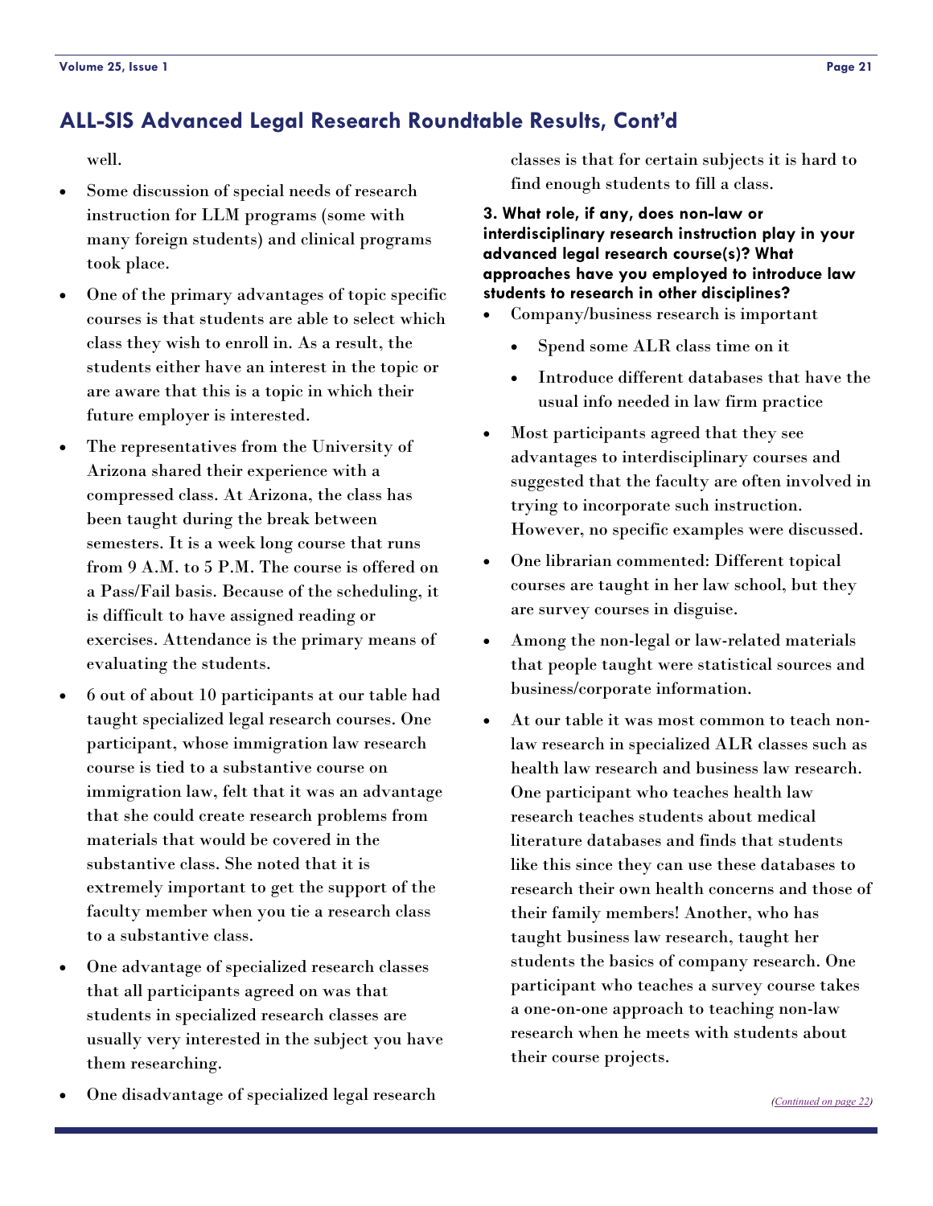## ALL-SIS Advanced Legal Research Roundtable Results, Cont'd

well.

- Some discussion of special needs of research instruction for LLM programs (some with many foreign students) and clinical programs took place.
- One of the primary advantages of topic specific courses is that students are able to select which class they wish to enroll in. As a result, the students either have an interest in the topic or are aware that this is a topic in which their future employer is interested.
- The representatives from the University of Arizona shared their experience with a compressed class. At Arizona, the class has been taught during the break between semesters. It is a week long course that runs from 9 A.M. to 5 P.M. The course is offered on a Pass/Fail basis. Because of the scheduling, it is difficult to have assigned reading or exercises. Attendance is the primary means of evaluating the students.
- 6 out of about 10 participants at our table had taught specialized legal research courses. One participant, whose immigration law research course is tied to a substantive course on immigration law, felt that it was an advantage that she could create research problems from materials that would be covered in the substantive class. She noted that it is extremely important to get the support of the faculty member when you tie a research class to a substantive class.
- One advantage of specialized research classes that all participants agreed on was that students in specialized research classes are usually very interested in the subject you have them researching.
- One disadvantage of specialized legal research classes is that for certain subjects it is hard to find enough students to fill a class.

**3. What role, if any, does non-law or interdisciplinary research instruction play in your advanced legal research course(s)? What approaches have you employed to introduce law students to research in other disciplines?**

- Company/business research is important
  - Spend some ALR class time on it
  - Introduce different databases that have the usual info needed in law firm practice
- Most participants agreed that they see advantages to interdisciplinary courses and suggested that the faculty are often involved in trying to incorporate such instruction. However, no specific examples were discussed.
- One librarian commented: Different topical courses are taught in her law school, but they are survey courses in disguise.
- Among the non-legal or law-related materials that people taught were statistical sources and business/corporate information.
- At our table it was most common to teach non-law research in specialized ALR classes such as health law research and business law research. One participant who teaches health law research teaches students about medical literature databases and finds that students like this since they can use these databases to research their own health concerns and those of their family members! Another, who has taught business law research, taught her students the basics of company research. One participant who teaches a survey course takes a one-on-one approach to teaching non-law research when he meets with students about their course projects.

*(Continued on page 22)*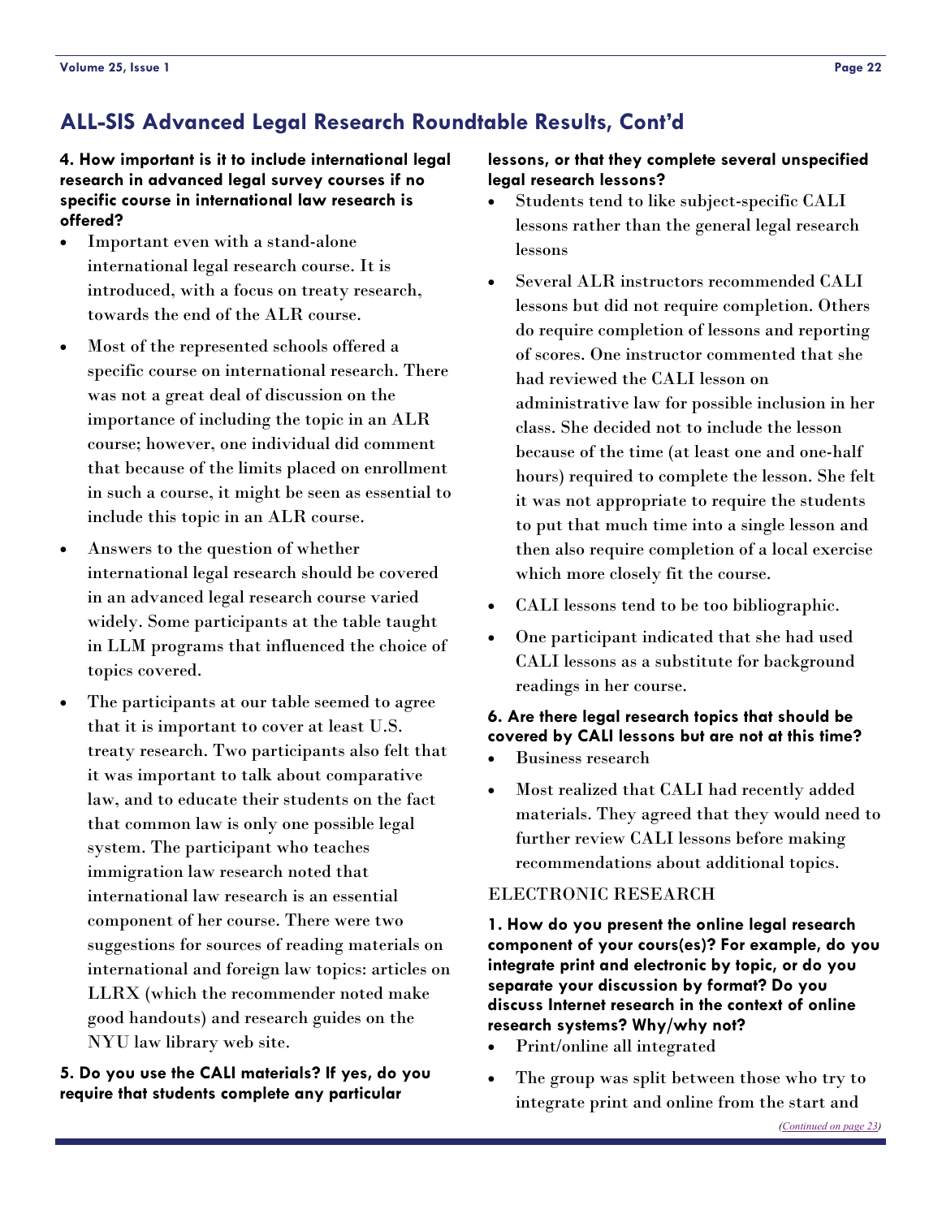## ALL-SIS Advanced Legal Research Roundtable Results, Cont'd

**4. How important is it to include international legal research in advanced legal survey courses if no specific course in international law research is offered?**

- Important even with a stand-alone international legal research course. It is introduced, with a focus on treaty research, towards the end of the ALR course.
- Most of the represented schools offered a specific course on international research. There was not a great deal of discussion on the importance of including the topic in an ALR course; however, one individual did comment that because of the limits placed on enrollment in such a course, it might be seen as essential to include this topic in an ALR course.
- Answers to the question of whether international legal research should be covered in an advanced legal research course varied widely. Some participants at the table taught in LLM programs that influenced the choice of topics covered.
- The participants at our table seemed to agree that it is important to cover at least U.S. treaty research. Two participants also felt that it was important to talk about comparative law, and to educate their students on the fact that common law is only one possible legal system. The participant who teaches immigration law research noted that international law research is an essential component of her course. There were two suggestions for sources of reading materials on international and foreign law topics: articles on LLRX (which the recommender noted make good handouts) and research guides on the NYU law library web site.

**5. Do you use the CALI materials? If yes, do you require that students complete any particular lessons, or that they complete several unspecified legal research lessons?**

- Students tend to like subject-specific CALI lessons rather than the general legal research lessons
- Several ALR instructors recommended CALI lessons but did not require completion. Others do require completion of lessons and reporting of scores. One instructor commented that she had reviewed the CALI lesson on administrative law for possible inclusion in her class. She decided not to include the lesson because of the time (at least one and one-half hours) required to complete the lesson. She felt it was not appropriate to require the students to put that much time into a single lesson and then also require completion of a local exercise which more closely fit the course.
- CALI lessons tend to be too bibliographic.
- One participant indicated that she had used CALI lessons as a substitute for background readings in her course.

**6. Are there legal research topics that should be covered by CALI lessons but are not at this time?**

- Business research
- Most realized that CALI had recently added materials. They agreed that they would need to further review CALI lessons before making recommendations about additional topics.

### ELECTRONIC RESEARCH

**1. How do you present the online legal research component of your cours(es)? For example, do you integrate print and electronic by topic, or do you separate your discussion by format? Do you discuss Internet research in the context of online research systems? Why/why not?**

- Print/online all integrated
- The group was split between those who try to integrate print and online from the start and

*(Continued on page 23)*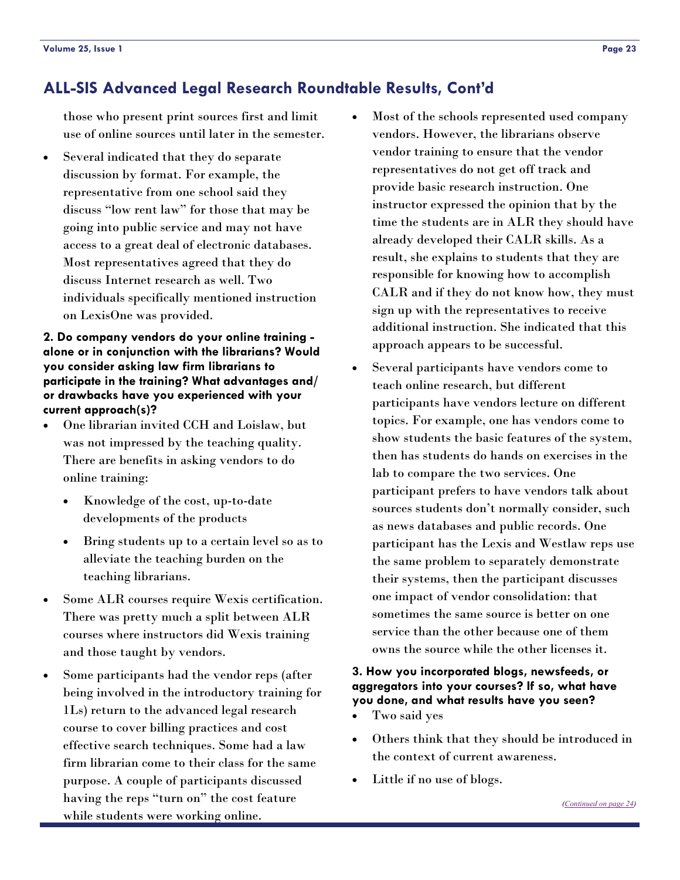## ALL-SIS Advanced Legal Research Roundtable Results, Cont'd

those who present print sources first and limit use of online sources until later in the semester.

- Several indicated that they do separate discussion by format. For example, the representative from one school said they discuss "low rent law" for those that may be going into public service and may not have access to a great deal of electronic databases. Most representatives agreed that they do discuss Internet research as well. Two individuals specifically mentioned instruction on LexisOne was provided.

**2. Do company vendors do your online training - alone or in conjunction with the librarians? Would you consider asking law firm librarians to participate in the training? What advantages and/or drawbacks have you experienced with your current approach(s)?**

- One librarian invited CCH and Loislaw, but was not impressed by the teaching quality. There are benefits in asking vendors to do online training:
  - Knowledge of the cost, up-to-date developments of the products
  - Bring students up to a certain level so as to alleviate the teaching burden on the teaching librarians.
- Some ALR courses require Wexis certification. There was pretty much a split between ALR courses where instructors did Wexis training and those taught by vendors.
- Some participants had the vendor reps (after being involved in the introductory training for 1Ls) return to the advanced legal research course to cover billing practices and cost effective search techniques. Some had a law firm librarian come to their class for the same purpose. A couple of participants discussed having the reps "turn on" the cost feature while students were working online.
- Most of the schools represented used company vendors. However, the librarians observe vendor training to ensure that the vendor representatives do not get off track and provide basic research instruction. One instructor expressed the opinion that by the time the students are in ALR they should have already developed their CALR skills. As a result, she explains to students that they are responsible for knowing how to accomplish CALR and if they do not know how, they must sign up with the representatives to receive additional instruction. She indicated that this approach appears to be successful.
- Several participants have vendors come to teach online research, but different participants have vendors lecture on different topics. For example, one has vendors come to show students the basic features of the system, then has students do hands on exercises in the lab to compare the two services. One participant prefers to have vendors talk about sources students don't normally consider, such as news databases and public records. One participant has the Lexis and Westlaw reps use the same problem to separately demonstrate their systems, then the participant discusses one impact of vendor consolidation: that sometimes the same source is better on one service than the other because one of them owns the source while the other licenses it.

**3. How you incorporated blogs, newsfeeds, or aggregators into your courses? If so, what have you done, and what results have you seen?**

- Two said yes
- Others think that they should be introduced in the context of current awareness.
- Little if no use of blogs.

*(Continued on page 24)*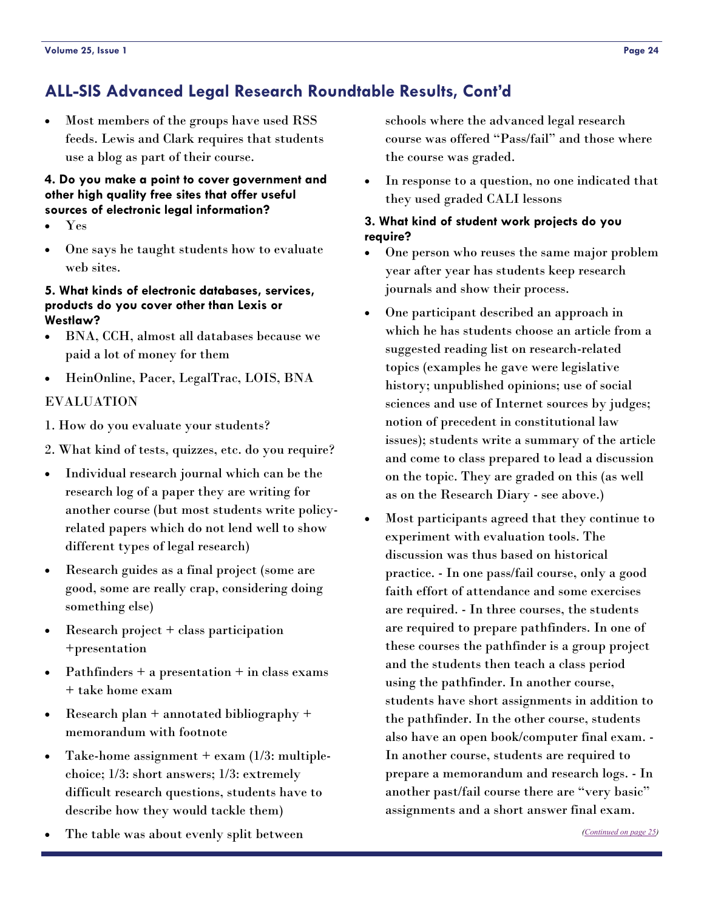## ALL-SIS Advanced Legal Research Roundtable Results, Cont'd

- Most members of the groups have used RSS feeds. Lewis and Clark requires that students use a blog as part of their course.

**4. Do you make a point to cover government and other high quality free sites that offer useful sources of electronic legal information?**

- Yes
- One says he taught students how to evaluate web sites.

**5. What kinds of electronic databases, services, products do you cover other than Lexis or Westlaw?**

- BNA, CCH, almost all databases because we paid a lot of money for them
- HeinOnline, Pacer, LegalTrac, LOIS, BNA

EVALUATION

1. How do you evaluate your students?

2. What kind of tests, quizzes, etc. do you require?

- Individual research journal which can be the research log of a paper they are writing for another course (but most students write policy-related papers which do not lend well to show different types of legal research)
- Research guides as a final project (some are good, some are really crap, considering doing something else)
- Research project + class participation +presentation
- Pathfinders + a presentation + in class exams + take home exam
- Research plan + annotated bibliography + memorandum with footnote
- Take-home assignment + exam (1/3: multiple-choice; 1/3: short answers; 1/3: extremely difficult research questions, students have to describe how they would tackle them)
- The table was about evenly split between schools where the advanced legal research course was offered "Pass/fail" and those where the course was graded.
- In response to a question, no one indicated that they used graded CALI lessons

**3. What kind of student work projects do you require?**

- One person who reuses the same major problem year after year has students keep research journals and show their process.
- One participant described an approach in which he has students choose an article from a suggested reading list on research-related topics (examples he gave were legislative history; unpublished opinions; use of social sciences and use of Internet sources by judges; notion of precedent in constitutional law issues); students write a summary of the article and come to class prepared to lead a discussion on the topic. They are graded on this (as well as on the Research Diary - see above.)
- Most participants agreed that they continue to experiment with evaluation tools. The discussion was thus based on historical practice. - In one pass/fail course, only a good faith effort of attendance and some exercises are required. - In three courses, the students are required to prepare pathfinders. In one of these courses the pathfinder is a group project and the students then teach a class period using the pathfinder. In another course, students have short assignments in addition to the pathfinder. In the other course, students also have an open book/computer final exam. - In another course, students are required to prepare a memorandum and research logs. - In another past/fail course there are "very basic" assignments and a short answer final exam.

*(Continued on page 25)*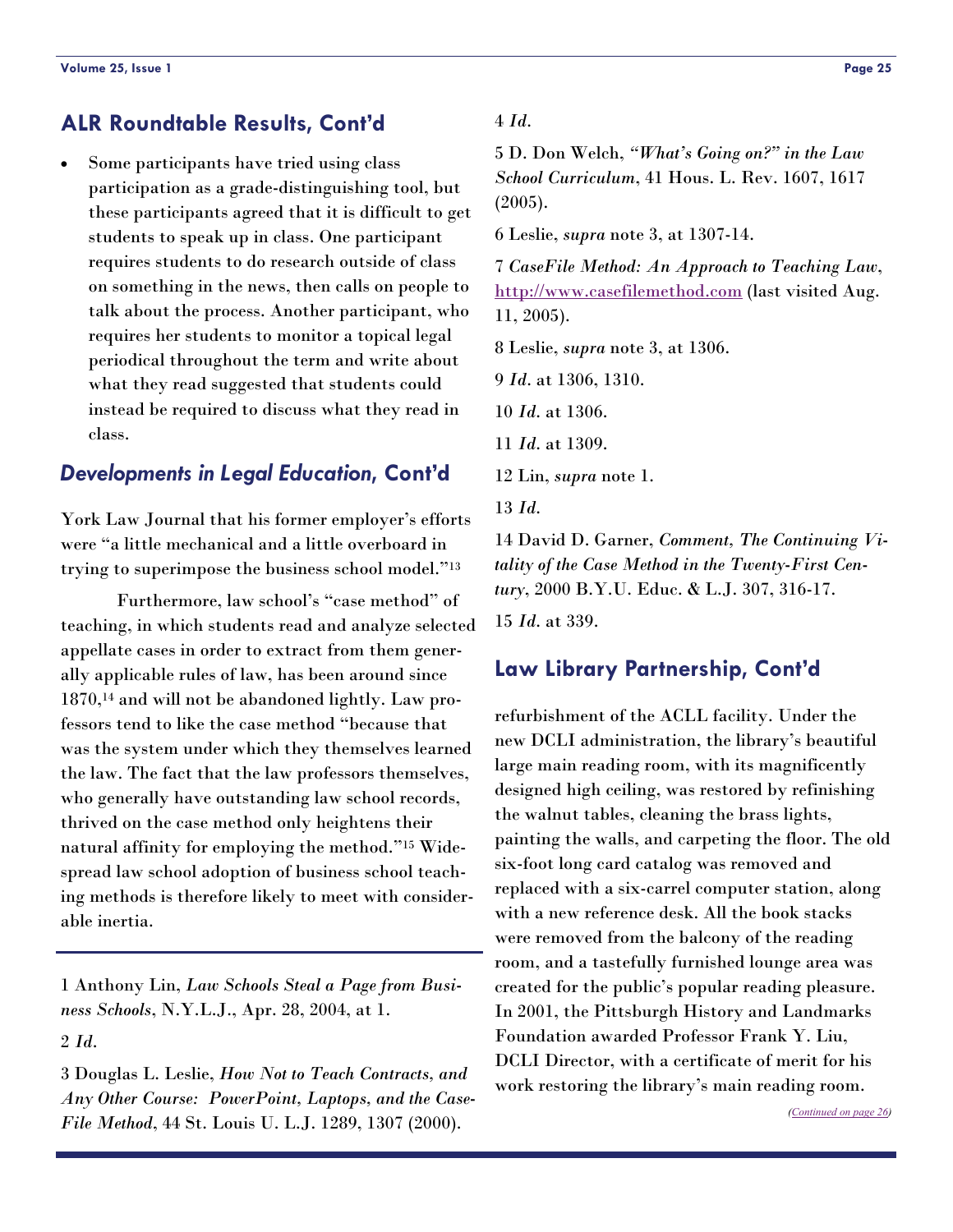## ALR Roundtable Results, Cont'd

- Some participants have tried using class participation as a grade-distinguishing tool, but these participants agreed that it is difficult to get students to speak up in class. One participant requires students to do research outside of class on something in the news, then calls on people to talk about the process. Another participant, who requires her students to monitor a topical legal periodical throughout the term and write about what they read suggested that students could instead be required to discuss what they read in class.

## *Developments in Legal Education*, Cont'd

York Law Journal that his former employer's efforts were "a little mechanical and a little overboard in trying to superimpose the business school model."[13]

Furthermore, law school's "case method" of teaching, in which students read and analyze selected appellate cases in order to extract from them generally applicable rules of law, has been around since 1870,[14] and will not be abandoned lightly. Law professors tend to like the case method "because that was the system under which they themselves learned the law. The fact that the law professors themselves, who generally have outstanding law school records, thrived on the case method only heightens their natural affinity for employing the method."[15] Widespread law school adoption of business school teaching methods is therefore likely to meet with considerable inertia.

---

1 Anthony Lin, *Law Schools Steal a Page from Business Schools*, N.Y.L.J., Apr. 28, 2004, at 1.

2 *Id.*

3 Douglas L. Leslie, *How Not to Teach Contracts, and Any Other Course: PowerPoint, Laptops, and the CaseFile Method*, 44 St. Louis U. L.J. 1289, 1307 (2000).

4 *Id.*

5 D. Don Welch, *"What's Going on?" in the Law School Curriculum*, 41 Hous. L. Rev. 1607, 1617 (2005).

6 Leslie, *supra* note 3, at 1307-14.

7 *CaseFile Method: An Approach to Teaching Law*, http://www.casefilemethod.com (last visited Aug. 11, 2005).

8 Leslie, *supra* note 3, at 1306.

9 *Id.* at 1306, 1310.

10 *Id.* at 1306.

11 *Id.* at 1309.

12 Lin, *supra* note 1.

13 *Id.*

14 David D. Garner, *Comment, The Continuing Vitality of the Case Method in the Twenty-First Century*, 2000 B.Y.U. Educ. & L.J. 307, 316-17.

15 *Id.* at 339.

## Law Library Partnership, Cont'd

refurbishment of the ACLL facility. Under the new DCLI administration, the library's beautiful large main reading room, with its magnificently designed high ceiling, was restored by refinishing the walnut tables, cleaning the brass lights, painting the walls, and carpeting the floor. The old six-foot long card catalog was removed and replaced with a six-carrel computer station, along with a new reference desk. All the book stacks were removed from the balcony of the reading room, and a tastefully furnished lounge area was created for the public's popular reading pleasure. In 2001, the Pittsburgh History and Landmarks Foundation awarded Professor Frank Y. Liu, DCLI Director, with a certificate of merit for his work restoring the library's main reading room.

*(Continued on page 26)*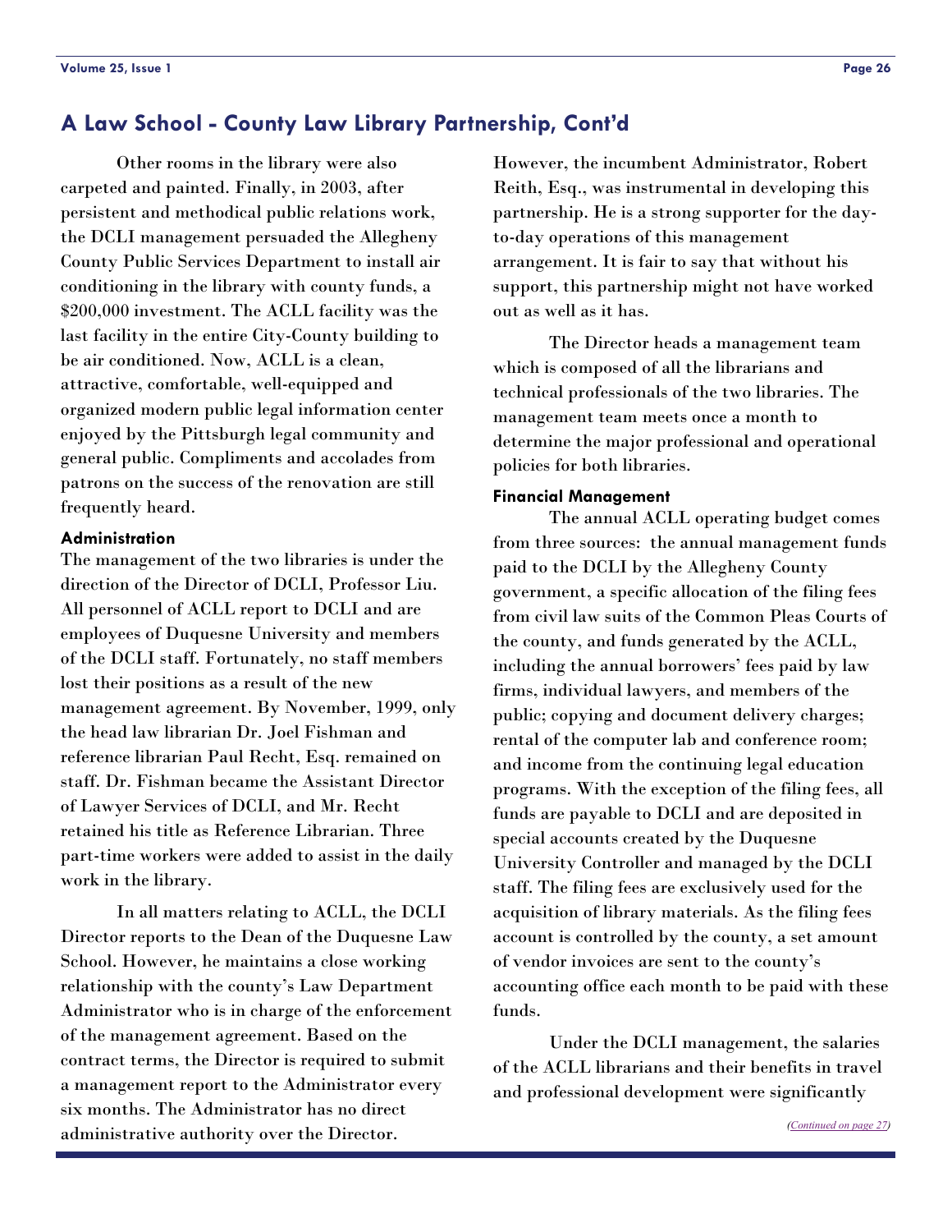## A Law School - County Law Library Partnership, Cont'd

Other rooms in the library were also carpeted and painted. Finally, in 2003, after persistent and methodical public relations work, the DCLI management persuaded the Allegheny County Public Services Department to install air conditioning in the library with county funds, a $200,000 investment. The ACLL facility was the last facility in the entire City-County building to be air conditioned. Now, ACLL is a clean, attractive, comfortable, well-equipped and organized modern public legal information center enjoyed by the Pittsburgh legal community and general public. Compliments and accolades from patrons on the success of the renovation are still frequently heard.

### Administration

The management of the two libraries is under the direction of the Director of DCLI, Professor Liu. All personnel of ACLL report to DCLI and are employees of Duquesne University and members of the DCLI staff. Fortunately, no staff members lost their positions as a result of the new management agreement. By November, 1999, only the head law librarian Dr. Joel Fishman and reference librarian Paul Recht, Esq. remained on staff. Dr. Fishman became the Assistant Director of Lawyer Services of DCLI, and Mr. Recht retained his title as Reference Librarian. Three part-time workers were added to assist in the daily work in the library.

In all matters relating to ACLL, the DCLI Director reports to the Dean of the Duquesne Law School. However, he maintains a close working relationship with the county's Law Department Administrator who is in charge of the enforcement of the management agreement. Based on the contract terms, the Director is required to submit a management report to the Administrator every six months. The Administrator has no direct administrative authority over the Director. However, the incumbent Administrator, Robert Reith, Esq., was instrumental in developing this partnership. He is a strong supporter for the day-to-day operations of this management arrangement. It is fair to say that without his support, this partnership might not have worked out as well as it has.

The Director heads a management team which is composed of all the librarians and technical professionals of the two libraries. The management team meets once a month to determine the major professional and operational policies for both libraries.

### Financial Management

The annual ACLL operating budget comes from three sources: the annual management funds paid to the DCLI by the Allegheny County government, a specific allocation of the filing fees from civil law suits of the Common Pleas Courts of the county, and funds generated by the ACLL, including the annual borrowers' fees paid by law firms, individual lawyers, and members of the public; copying and document delivery charges; rental of the computer lab and conference room; and income from the continuing legal education programs. With the exception of the filing fees, all funds are payable to DCLI and are deposited in special accounts created by the Duquesne University Controller and managed by the DCLI staff. The filing fees are exclusively used for the acquisition of library materials. As the filing fees account is controlled by the county, a set amount of vendor invoices are sent to the county's accounting office each month to be paid with these funds.

Under the DCLI management, the salaries of the ACLL librarians and their benefits in travel and professional development were significantly

*(Continued on page 27)*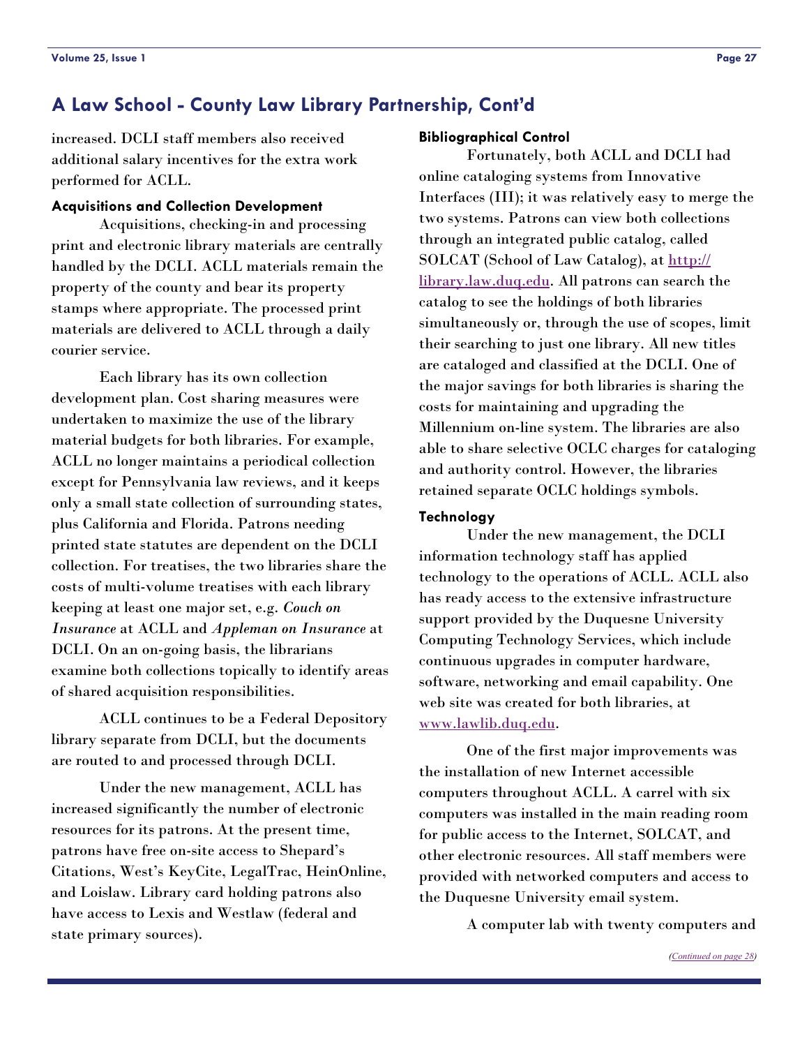## A Law School - County Law Library Partnership, Cont'd

increased. DCLI staff members also received additional salary incentives for the extra work performed for ACLL.

### Acquisitions and Collection Development

Acquisitions, checking-in and processing print and electronic library materials are centrally handled by the DCLI. ACLL materials remain the property of the county and bear its property stamps where appropriate. The processed print materials are delivered to ACLL through a daily courier service.

Each library has its own collection development plan. Cost sharing measures were undertaken to maximize the use of the library material budgets for both libraries. For example, ACLL no longer maintains a periodical collection except for Pennsylvania law reviews, and it keeps only a small state collection of surrounding states, plus California and Florida. Patrons needing printed state statutes are dependent on the DCLI collection. For treatises, the two libraries share the costs of multi-volume treatises with each library keeping at least one major set, e.g. *Couch on Insurance* at ACLL and *Appleman on Insurance* at DCLI. On an on-going basis, the librarians examine both collections topically to identify areas of shared acquisition responsibilities.

ACLL continues to be a Federal Depository library separate from DCLI, but the documents are routed to and processed through DCLI.

Under the new management, ACLL has increased significantly the number of electronic resources for its patrons. At the present time, patrons have free on-site access to Shepard's Citations, West's KeyCite, LegalTrac, HeinOnline, and Loislaw. Library card holding patrons also have access to Lexis and Westlaw (federal and state primary sources).

### Bibliographical Control

Fortunately, both ACLL and DCLI had online cataloging systems from Innovative Interfaces (III); it was relatively easy to merge the two systems. Patrons can view both collections through an integrated public catalog, called SOLCAT (School of Law Catalog), at http://library.law.duq.edu. All patrons can search the catalog to see the holdings of both libraries simultaneously or, through the use of scopes, limit their searching to just one library. All new titles are cataloged and classified at the DCLI. One of the major savings for both libraries is sharing the costs for maintaining and upgrading the Millennium on-line system. The libraries are also able to share selective OCLC charges for cataloging and authority control. However, the libraries retained separate OCLC holdings symbols.

### Technology

Under the new management, the DCLI information technology staff has applied technology to the operations of ACLL. ACLL also has ready access to the extensive infrastructure support provided by the Duquesne University Computing Technology Services, which include continuous upgrades in computer hardware, software, networking and email capability. One web site was created for both libraries, at www.lawlib.duq.edu.

One of the first major improvements was the installation of new Internet accessible computers throughout ACLL. A carrel with six computers was installed in the main reading room for public access to the Internet, SOLCAT, and other electronic resources. All staff members were provided with networked computers and access to the Duquesne University email system.

A computer lab with twenty computers and

*(Continued on page 28)*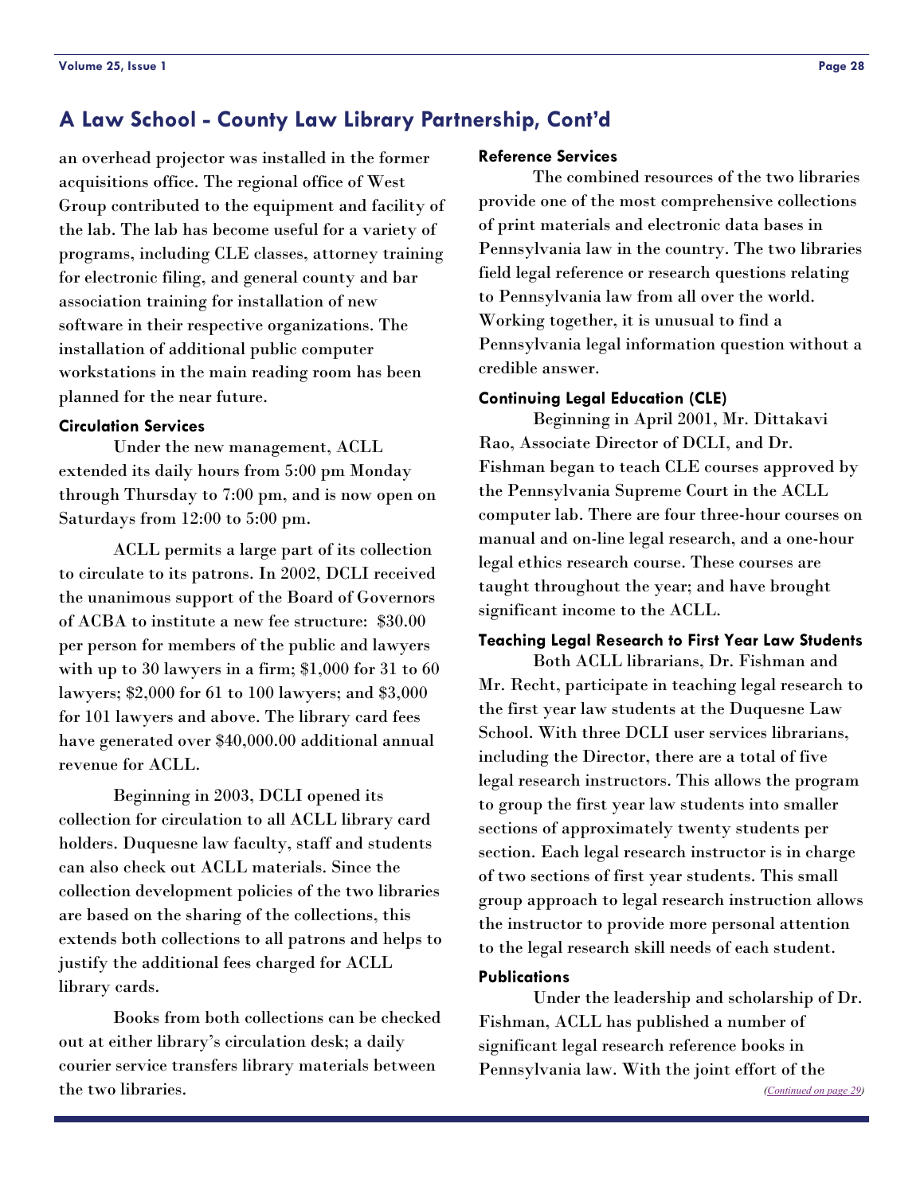## A Law School - County Law Library Partnership, Cont'd

an overhead projector was installed in the former acquisitions office. The regional office of West Group contributed to the equipment and facility of the lab. The lab has become useful for a variety of programs, including CLE classes, attorney training for electronic filing, and general county and bar association training for installation of new software in their respective organizations. The installation of additional public computer workstations in the main reading room has been planned for the near future.

#### Circulation Services

Under the new management, ACLL extended its daily hours from 5:00 pm Monday through Thursday to 7:00 pm, and is now open on Saturdays from 12:00 to 5:00 pm.

ACLL permits a large part of its collection to circulate to its patrons. In 2002, DCLI received the unanimous support of the Board of Governors of ACBA to institute a new fee structure: $30.00 per person for members of the public and lawyers with up to 30 lawyers in a firm; $1,000 for 31 to 60 lawyers; $2,000 for 61 to 100 lawyers; and $3,000 for 101 lawyers and above. The library card fees have generated over $40,000.00 additional annual revenue for ACLL.

Beginning in 2003, DCLI opened its collection for circulation to all ACLL library card holders. Duquesne law faculty, staff and students can also check out ACLL materials. Since the collection development policies of the two libraries are based on the sharing of the collections, this extends both collections to all patrons and helps to justify the additional fees charged for ACLL library cards.

Books from both collections can be checked out at either library's circulation desk; a daily courier service transfers library materials between the two libraries.

#### Reference Services

The combined resources of the two libraries provide one of the most comprehensive collections of print materials and electronic data bases in Pennsylvania law in the country. The two libraries field legal reference or research questions relating to Pennsylvania law from all over the world. Working together, it is unusual to find a Pennsylvania legal information question without a credible answer.

#### Continuing Legal Education (CLE)

Beginning in April 2001, Mr. Dittakavi Rao, Associate Director of DCLI, and Dr. Fishman began to teach CLE courses approved by the Pennsylvania Supreme Court in the ACLL computer lab. There are four three-hour courses on manual and on-line legal research, and a one-hour legal ethics research course. These courses are taught throughout the year; and have brought significant income to the ACLL.

#### Teaching Legal Research to First Year Law Students

Both ACLL librarians, Dr. Fishman and Mr. Recht, participate in teaching legal research to the first year law students at the Duquesne Law School. With three DCLI user services librarians, including the Director, there are a total of five legal research instructors. This allows the program to group the first year law students into smaller sections of approximately twenty students per section. Each legal research instructor is in charge of two sections of first year students. This small group approach to legal research instruction allows the instructor to provide more personal attention to the legal research skill needs of each student.

#### Publications

Under the leadership and scholarship of Dr. Fishman, ACLL has published a number of significant legal research reference books in Pennsylvania law. With the joint effort of the

*(Continued on page 29)*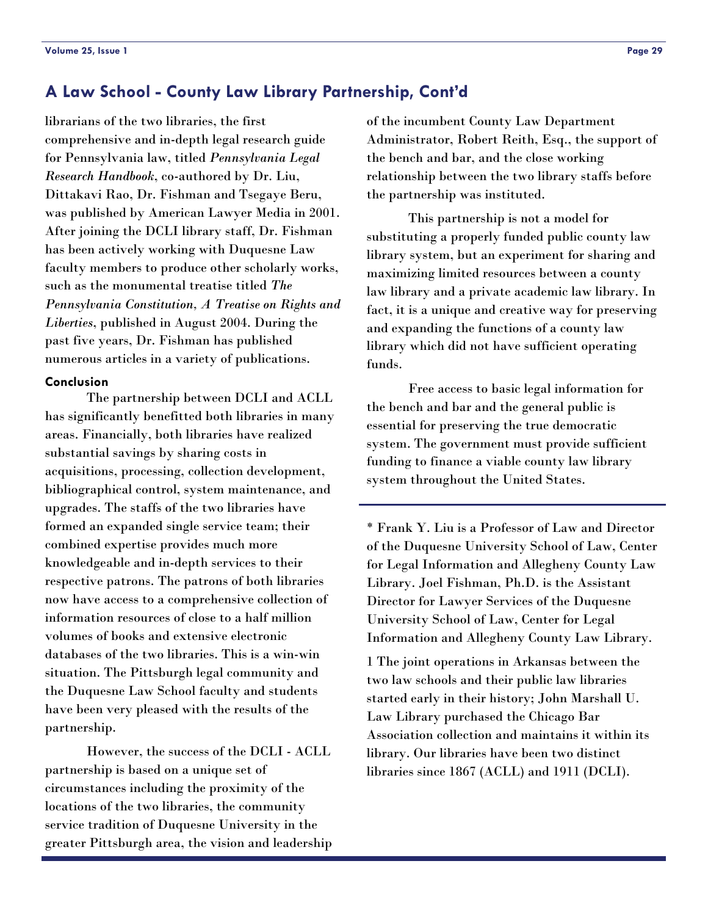## A Law School - County Law Library Partnership, Cont'd

librarians of the two libraries, the first comprehensive and in-depth legal research guide for Pennsylvania law, titled *Pennsylvania Legal Research Handbook*, co-authored by Dr. Liu, Dittakavi Rao, Dr. Fishman and Tsegaye Beru, was published by American Lawyer Media in 2001. After joining the DCLI library staff, Dr. Fishman has been actively working with Duquesne Law faculty members to produce other scholarly works, such as the monumental treatise titled *The Pennsylvania Constitution, A Treatise on Rights and Liberties*, published in August 2004. During the past five years, Dr. Fishman has published numerous articles in a variety of publications.

**Conclusion**

The partnership between DCLI and ACLL has significantly benefitted both libraries in many areas. Financially, both libraries have realized substantial savings by sharing costs in acquisitions, processing, collection development, bibliographical control, system maintenance, and upgrades. The staffs of the two libraries have formed an expanded single service team; their combined expertise provides much more knowledgeable and in-depth services to their respective patrons. The patrons of both libraries now have access to a comprehensive collection of information resources of close to a half million volumes of books and extensive electronic databases of the two libraries. This is a win-win situation. The Pittsburgh legal community and the Duquesne Law School faculty and students have been very pleased with the results of the partnership.

However, the success of the DCLI - ACLL partnership is based on a unique set of circumstances including the proximity of the locations of the two libraries, the community service tradition of Duquesne University in the greater Pittsburgh area, the vision and leadership of the incumbent County Law Department Administrator, Robert Reith, Esq., the support of the bench and bar, and the close working relationship between the two library staffs before the partnership was instituted.

This partnership is not a model for substituting a properly funded public county law library system, but an experiment for sharing and maximizing limited resources between a county law library and a private academic law library. In fact, it is a unique and creative way for preserving and expanding the functions of a county law library which did not have sufficient operating funds.

Free access to basic legal information for the bench and bar and the general public is essential for preserving the true democratic system. The government must provide sufficient funding to finance a viable county law library system throughout the United States.

---

* Frank Y. Liu is a Professor of Law and Director of the Duquesne University School of Law, Center for Legal Information and Allegheny County Law Library. Joel Fishman, Ph.D. is the Assistant Director for Lawyer Services of the Duquesne University School of Law, Center for Legal Information and Allegheny County Law Library.

1 The joint operations in Arkansas between the two law schools and their public law libraries started early in their history; John Marshall U. Law Library purchased the Chicago Bar Association collection and maintains it within its library. Our libraries have been two distinct libraries since 1867 (ACLL) and 1911 (DCLI).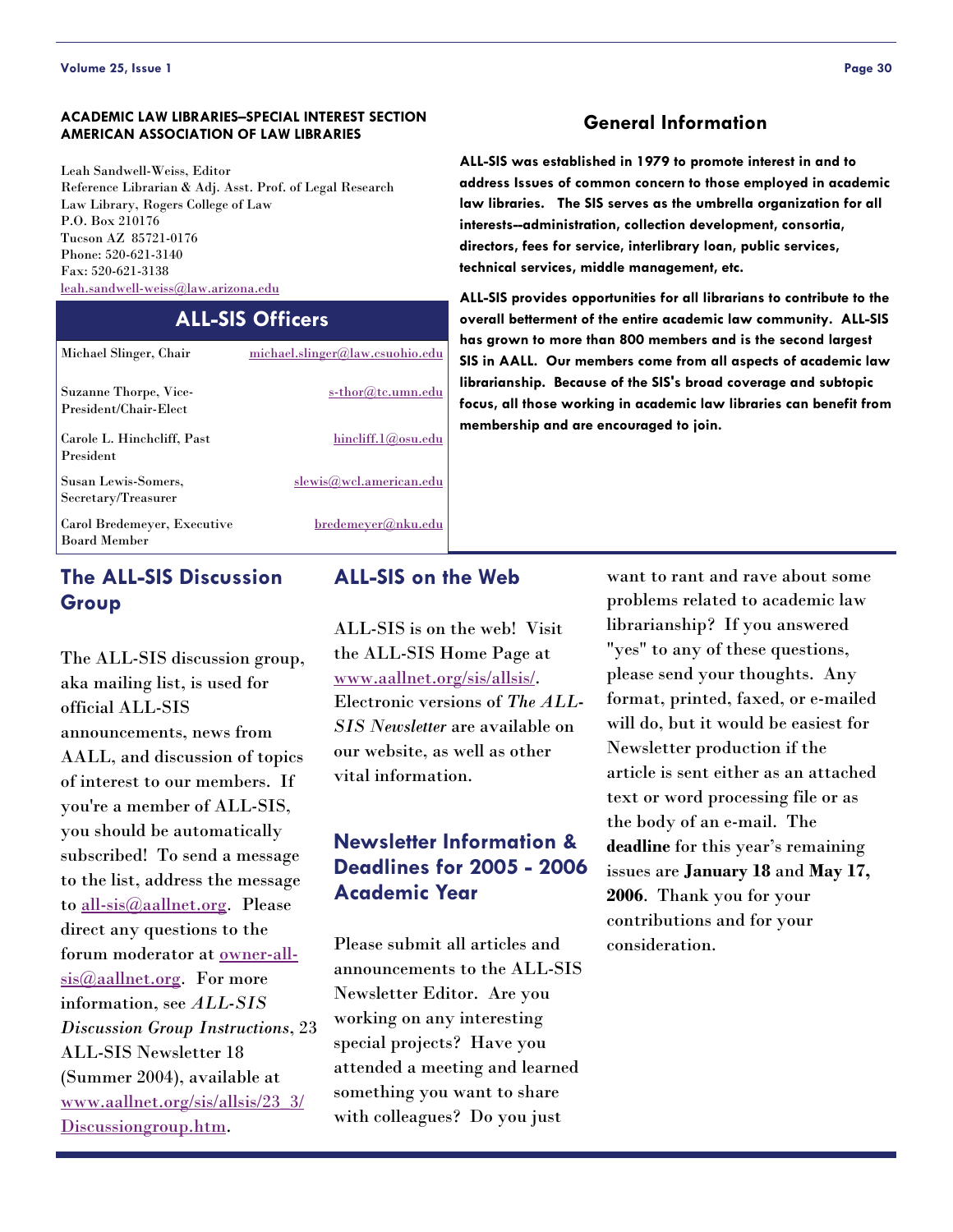**ACADEMIC LAW LIBRARIES–SPECIAL INTEREST SECTION**
**AMERICAN ASSOCIATION OF LAW LIBRARIES**

Leah Sandwell-Weiss, Editor
Reference Librarian & Adj. Asst. Prof. of Legal Research
Law Library, Rogers College of Law
P.O. Box 210176
Tucson AZ 85721-0176
Phone: 520-621-3140
Fax: 520-621-3138
leah.sandwell-weiss@law.arizona.edu

## ALL-SIS Officers

| | |
|---|---|
| Michael Slinger, Chair | michael.slinger@law.csuohio.edu |
| Suzanne Thorpe, Vice-President/Chair-Elect | s-thor@tc.umn.edu |
| Carole L. Hinchcliff, Past President | hincliff.1@osu.edu |
| Susan Lewis-Somers, Secretary/Treasurer | slewis@wcl.american.edu |
| Carol Bredemeyer, Executive Board Member | bredemeyer@nku.edu |

## General Information

**ALL-SIS was established in 1979 to promote interest in and to address Issues of common concern to those employed in academic law libraries. The SIS serves as the umbrella organization for all interests--administration, collection development, consortia, directors, fees for service, interlibrary loan, public services, technical services, middle management, etc.**

**ALL-SIS provides opportunities for all librarians to contribute to the overall betterment of the entire academic law community. ALL-SIS has grown to more than 800 members and is the second largest SIS in AALL. Our members come from all aspects of academic law librarianship. Because of the SIS's broad coverage and subtopic focus, all those working in academic law libraries can benefit from membership and are encouraged to join.**

## The ALL-SIS Discussion Group

The ALL-SIS discussion group, aka mailing list, is used for official ALL-SIS announcements, news from AALL, and discussion of topics of interest to our members. If you're a member of ALL-SIS, you should be automatically subscribed! To send a message to the list, address the message to all-sis@aallnet.org. Please direct any questions to the forum moderator at owner-all-sis@aallnet.org. For more information, see *ALL-SIS Discussion Group Instructions*, 23 ALL-SIS Newsletter 18 (Summer 2004), available at www.aallnet.org/sis/allsis/23_3/Discussiongroup.htm.

## ALL-SIS on the Web

ALL-SIS is on the web! Visit the ALL-SIS Home Page at www.aallnet.org/sis/allsis/. Electronic versions of *The ALL-SIS Newsletter* are available on our website, as well as other vital information.

## Newsletter Information & Deadlines for 2005 - 2006 Academic Year

Please submit all articles and announcements to the ALL-SIS Newsletter Editor. Are you working on any interesting special projects? Have you attended a meeting and learned something you want to share with colleagues? Do you just want to rant and rave about some problems related to academic law librarianship? If you answered "yes" to any of these questions, please send your thoughts. Any format, printed, faxed, or e-mailed will do, but it would be easiest for Newsletter production if the article is sent either as an attached text or word processing file or as the body of an e-mail. The **deadline** for this year's remaining issues are **January 18** and **May 17, 2006**. Thank you for your contributions and for your consideration.